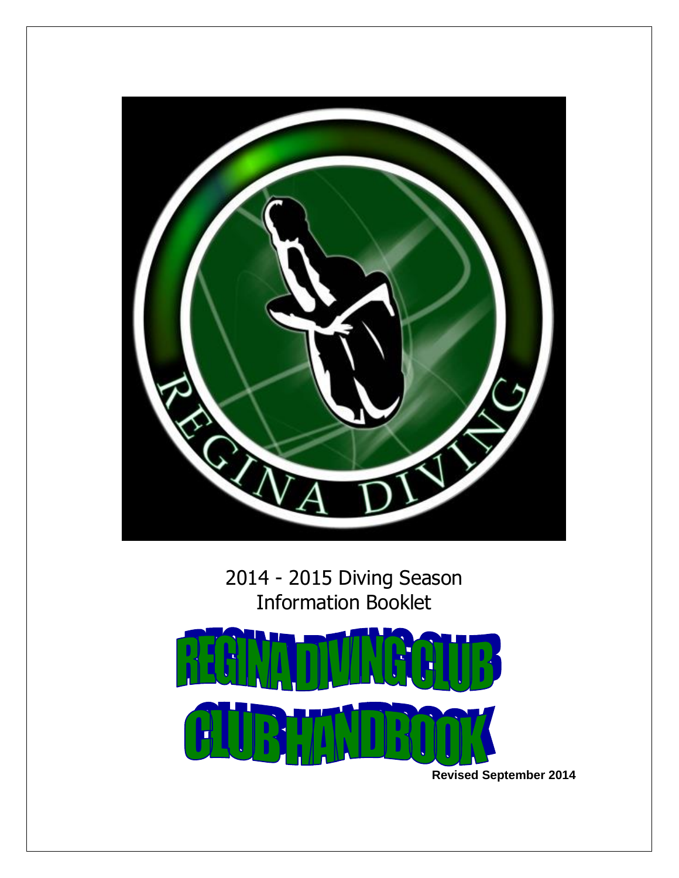2014 - 2015 Diving Season
Information Booklet

# REGINA DIVING CLUB
# CLUB HANDBOOK

**Revised September 2014**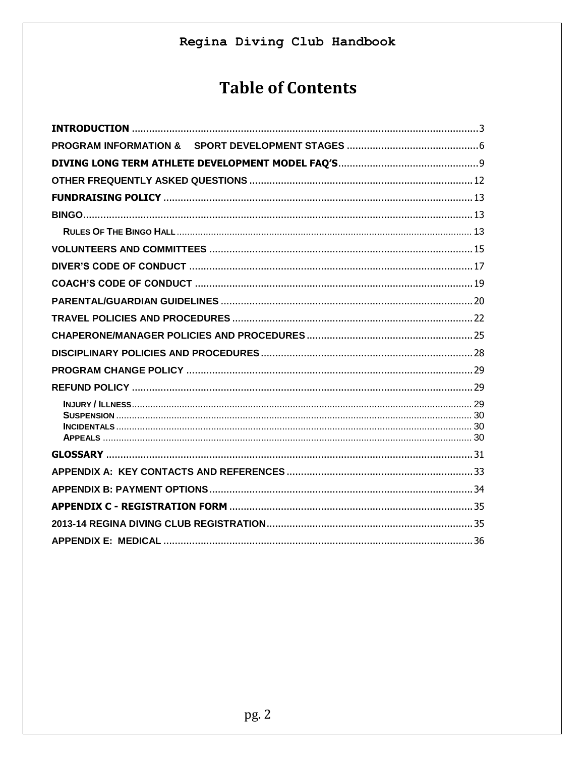# Table of Contents

**INTRODUCTION** ........ 3
**PROGRAM INFORMATION & SPORT DEVELOPMENT STAGES** ........ 6
**DIVING LONG TERM ATHLETE DEVELOPMENT MODEL FAQ'S** ........ 9
**OTHER FREQUENTLY ASKED QUESTIONS** ........ 12
**FUNDRAISING POLICY** ........ 13
**BINGO** ........ 13
- **RULES OF THE BINGO HALL** ........ 13

**VOLUNTEERS AND COMMITTEES** ........ 15
**DIVER'S CODE OF CONDUCT** ........ 17
**COACH'S CODE OF CONDUCT** ........ 19
**PARENTAL/GUARDIAN GUIDELINES** ........ 20
**TRAVEL POLICIES AND PROCEDURES** ........ 22
**CHAPERONE/MANAGER POLICIES AND PROCEDURES** ........ 25
**DISCIPLINARY POLICIES AND PROCEDURES** ........ 28
**PROGRAM CHANGE POLICY** ........ 29
**REFUND POLICY** ........ 29
- **INJURY / ILLNESS** ........ 29
- **SUSPENSION** ........ 30
- **INCIDENTALS** ........ 30
- **APPEALS** ........ 30

**GLOSSARY** ........ 31
**APPENDIX A: KEY CONTACTS AND REFERENCES** ........ 33
**APPENDIX B: PAYMENT OPTIONS** ........ 34
**APPENDIX C - REGISTRATION FORM** ........ 35
**2013-14 REGINA DIVING CLUB REGISTRATION** ........ 35
**APPENDIX E: MEDICAL** ........ 36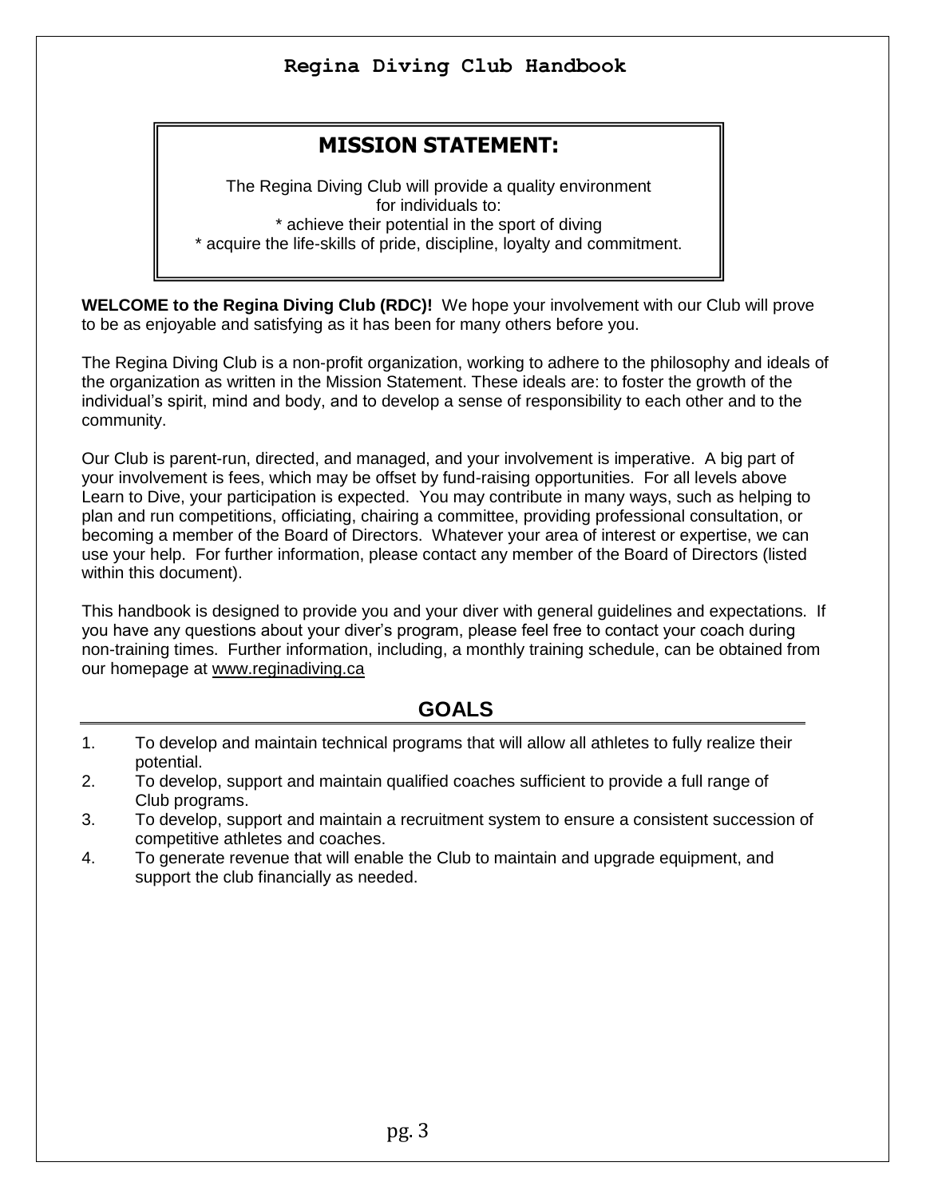## MISSION STATEMENT:

The Regina Diving Club will provide a quality environment for individuals to:

* achieve their potential in the sport of diving
* acquire the life-skills of pride, discipline, loyalty and commitment.

**WELCOME to the Regina Diving Club (RDC)!** We hope your involvement with our Club will prove to be as enjoyable and satisfying as it has been for many others before you.

The Regina Diving Club is a non-profit organization, working to adhere to the philosophy and ideals of the organization as written in the Mission Statement. These ideals are: to foster the growth of the individual's spirit, mind and body, and to develop a sense of responsibility to each other and to the community.

Our Club is parent-run, directed, and managed, and your involvement is imperative. A big part of your involvement is fees, which may be offset by fund-raising opportunities. For all levels above Learn to Dive, your participation is expected. You may contribute in many ways, such as helping to plan and run competitions, officiating, chairing a committee, providing professional consultation, or becoming a member of the Board of Directors. Whatever your area of interest or expertise, we can use your help. For further information, please contact any member of the Board of Directors (listed within this document).

This handbook is designed to provide you and your diver with general guidelines and expectations. If you have any questions about your diver's program, please feel free to contact your coach during non-training times. Further information, including, a monthly training schedule, can be obtained from our homepage at www.reginadiving.ca

## GOALS

1. To develop and maintain technical programs that will allow all athletes to fully realize their potential.
2. To develop, support and maintain qualified coaches sufficient to provide a full range of Club programs.
3. To develop, support and maintain a recruitment system to ensure a consistent succession of competitive athletes and coaches.
4. To generate revenue that will enable the Club to maintain and upgrade equipment, and support the club financially as needed.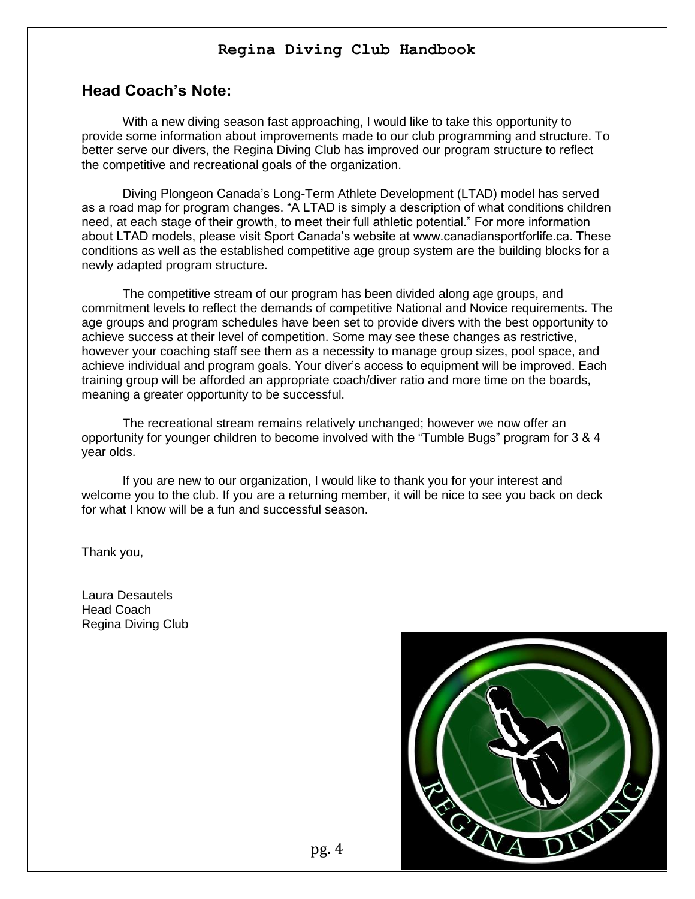## Head Coach's Note:

With a new diving season fast approaching, I would like to take this opportunity to provide some information about improvements made to our club programming and structure. To better serve our divers, the Regina Diving Club has improved our program structure to reflect the competitive and recreational goals of the organization.

Diving Plongeon Canada's Long-Term Athlete Development (LTAD) model has served as a road map for program changes. "A LTAD is simply a description of what conditions children need, at each stage of their growth, to meet their full athletic potential." For more information about LTAD models, please visit Sport Canada's website at www.canadiansportforlife.ca. These conditions as well as the established competitive age group system are the building blocks for a newly adapted program structure.

The competitive stream of our program has been divided along age groups, and commitment levels to reflect the demands of competitive National and Novice requirements. The age groups and program schedules have been set to provide divers with the best opportunity to achieve success at their level of competition. Some may see these changes as restrictive, however your coaching staff see them as a necessity to manage group sizes, pool space, and achieve individual and program goals. Your diver's access to equipment will be improved. Each training group will be afforded an appropriate coach/diver ratio and more time on the boards, meaning a greater opportunity to be successful.

The recreational stream remains relatively unchanged; however we now offer an opportunity for younger children to become involved with the "Tumble Bugs" program for 3 & 4 year olds.

If you are new to our organization, I would like to thank you for your interest and welcome you to the club. If you are a returning member, it will be nice to see you back on deck for what I know will be a fun and successful season.

Thank you,

Laura Desautels
Head Coach
Regina Diving Club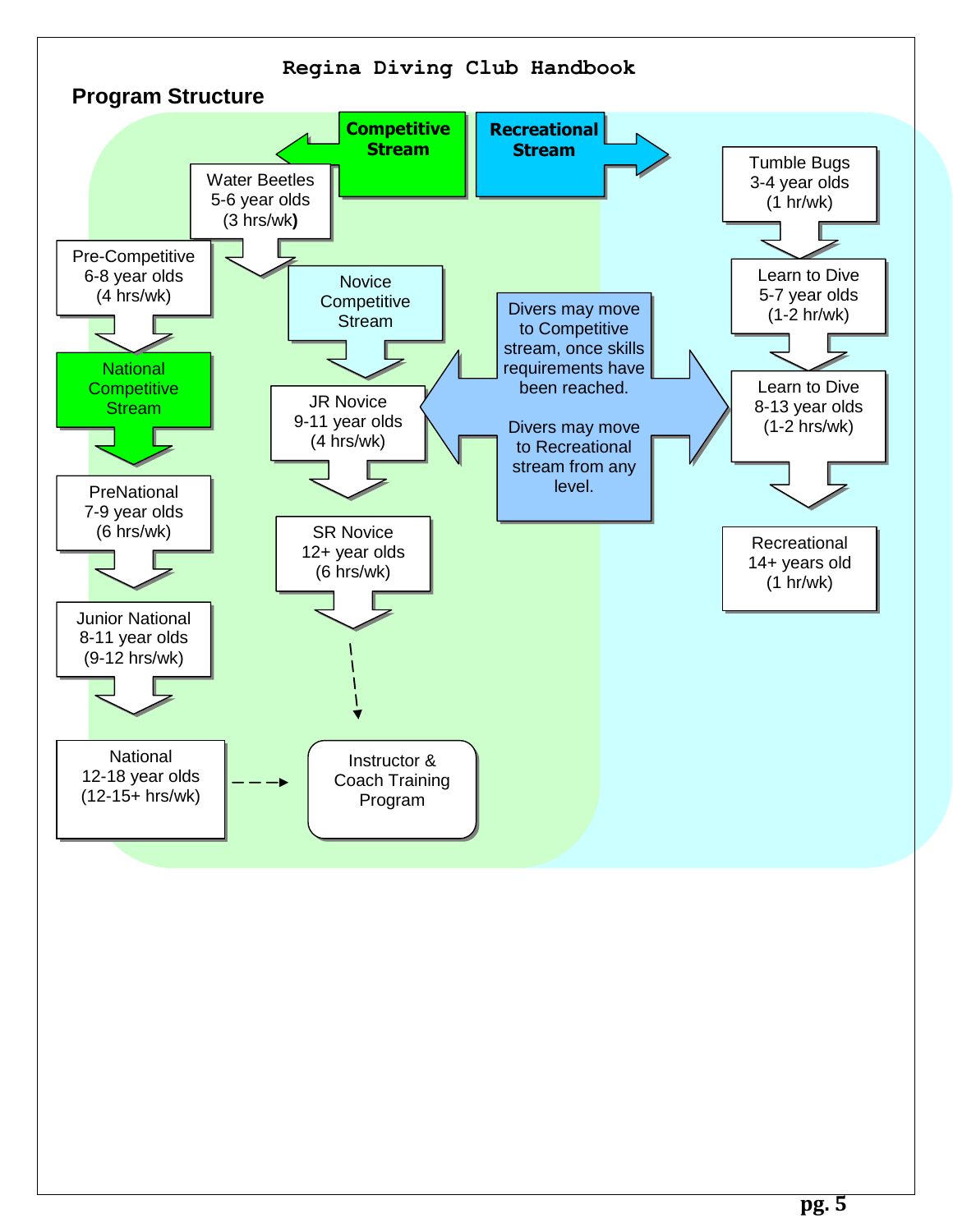## Program Structure

### Competitive Stream

- Water Beetles
  5-6 year olds
  (3 hrs/wk)
- Pre-Competitive
  6-8 year olds
  (4 hrs/wk)

#### National Competitive Stream

- PreNational
  7-9 year olds
  (6 hrs/wk)
- Junior National
  8-11 year olds
  (9-12 hrs/wk)
- National
  12-18 year olds
  (12-15+ hrs/wk)

#### Novice Competitive Stream

- JR Novice
  9-11 year olds
  (4 hrs/wk)
- SR Novice
  12+ year olds
  (6 hrs/wk)

Instructor & Coach Training Program

### Recreational Stream

- Tumble Bugs
  3-4 year olds
  (1 hr/wk)
- Learn to Dive
  5-7 year olds
  (1-2 hr/wk)
- Learn to Dive
  8-13 year olds
  (1-2 hrs/wk)
- Recreational
  14+ years old
  (1 hr/wk)

Divers may move to Competitive stream, once skills requirements have been reached.

Divers may move to Recreational stream from any level.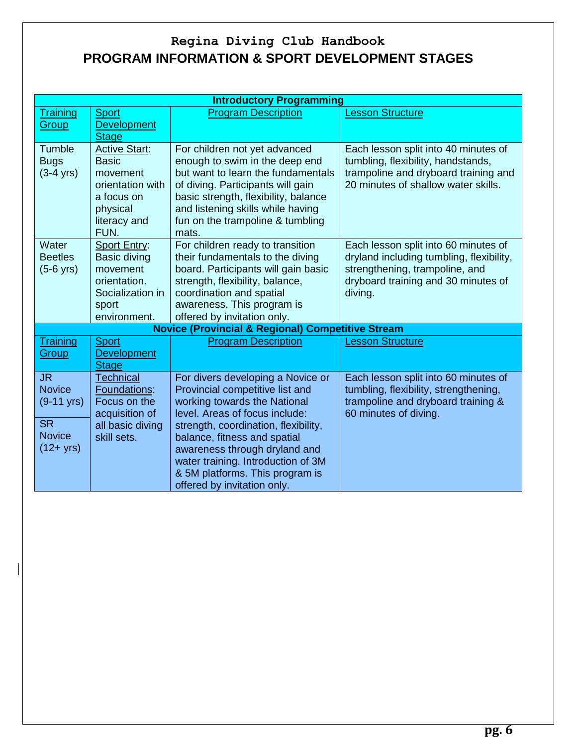# Regina Diving Club Handbook

## PROGRAM INFORMATION & SPORT DEVELOPMENT STAGES

| Introductory Programming | | | |
|---|---|---|---|
| Training Group | Sport Development Stage | Program Description | Lesson Structure |
| Tumble Bugs (3-4 yrs) | Active Start: Basic movement orientation with a focus on physical literacy and FUN. | For children not yet advanced enough to swim in the deep end but want to learn the fundamentals of diving. Participants will gain basic strength, flexibility, balance and listening skills while having fun on the trampoline & tumbling mats. | Each lesson split into 40 minutes of tumbling, flexibility, handstands, trampoline and dryboard training and 20 minutes of shallow water skills. |
| Water Beetles (5-6 yrs) | Sport Entry: Basic diving movement orientation. Socialization in sport environment. | For children ready to transition their fundamentals to the diving board. Participants will gain basic strength, flexibility, balance, coordination and spatial awareness. This program is offered by invitation only. | Each lesson split into 60 minutes of dryland including tumbling, flexibility, strengthening, trampoline, and dryboard training and 30 minutes of diving. |
| **Novice (Provincial & Regional) Competitive Stream** | | | |
| Training Group | Sport Development Stage | Program Description | Lesson Structure |
| JR Novice (9-11 yrs)<br>SR Novice (12+ yrs) | Technical Foundations: Focus on the acquisition of all basic diving skill sets. | For divers developing a Novice or Provincial competitive list and working towards the National level. Areas of focus include: strength, coordination, flexibility, balance, fitness and spatial awareness through dryland and water training. Introduction of 3M & 5M platforms. This program is offered by invitation only. | Each lesson split into 60 minutes of tumbling, flexibility, strengthening, trampoline and dryboard training & 60 minutes of diving. |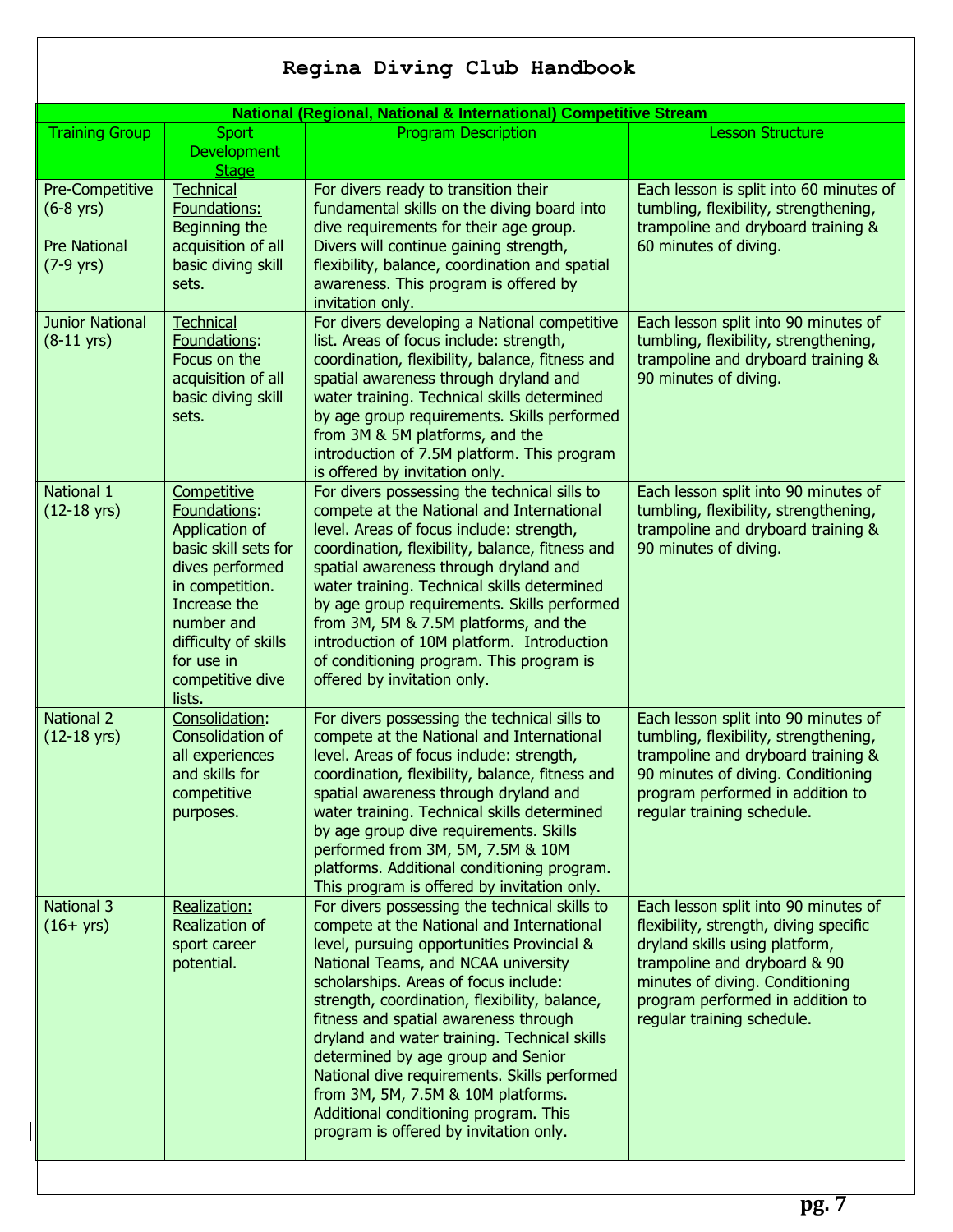# Regina Diving Club Handbook

| National (Regional, National & International) Competitive Stream | | | |
|---|---|---|---|
| Training Group | Sport Development Stage | Program Description | Lesson Structure |
| Pre-Competitive (6-8 yrs)<br><br>Pre National (7-9 yrs) | Technical Foundations: Beginning the acquisition of all basic diving skill sets. | For divers ready to transition their fundamental skills on the diving board into dive requirements for their age group. Divers will continue gaining strength, flexibility, balance, coordination and spatial awareness. This program is offered by invitation only. | Each lesson is split into 60 minutes of tumbling, flexibility, strengthening, trampoline and dryboard training & 60 minutes of diving. |
| Junior National (8-11 yrs) | Technical Foundations: Focus on the acquisition of all basic diving skill sets. | For divers developing a National competitive list. Areas of focus include: strength, coordination, flexibility, balance, fitness and spatial awareness through dryland and water training. Technical skills determined by age group requirements. Skills performed from 3M & 5M platforms, and the introduction of 7.5M platform. This program is offered by invitation only. | Each lesson split into 90 minutes of tumbling, flexibility, strengthening, trampoline and dryboard training & 90 minutes of diving. |
| National 1 (12-18 yrs) | Competitive Foundations: Application of basic skill sets for dives performed in competition. Increase the number and difficulty of skills for use in competitive dive lists. | For divers possessing the technical sills to compete at the National and International level. Areas of focus include: strength, coordination, flexibility, balance, fitness and spatial awareness through dryland and water training. Technical skills determined by age group requirements. Skills performed from 3M, 5M & 7.5M platforms, and the introduction of 10M platform. Introduction of conditioning program. This program is offered by invitation only. | Each lesson split into 90 minutes of tumbling, flexibility, strengthening, trampoline and dryboard training & 90 minutes of diving. |
| National 2 (12-18 yrs) | Consolidation: Consolidation of all experiences and skills for competitive purposes. | For divers possessing the technical sills to compete at the National and International level. Areas of focus include: strength, coordination, flexibility, balance, fitness and spatial awareness through dryland and water training. Technical skills determined by age group dive requirements. Skills performed from 3M, 5M, 7.5M & 10M platforms. Additional conditioning program. This program is offered by invitation only. | Each lesson split into 90 minutes of tumbling, flexibility, strengthening, trampoline and dryboard training & 90 minutes of diving. Conditioning program performed in addition to regular training schedule. |
| National 3 (16+ yrs) | Realization: Realization of sport career potential. | For divers possessing the technical skills to compete at the National and International level, pursuing opportunities Provincial & National Teams, and NCAA university scholarships. Areas of focus include: strength, coordination, flexibility, balance, fitness and spatial awareness through dryland and water training. Technical skills determined by age group and Senior National dive requirements. Skills performed from 3M, 5M, 7.5M & 10M platforms. Additional conditioning program. This program is offered by invitation only. | Each lesson split into 90 minutes of flexibility, strength, diving specific dryland skills using platform, trampoline and dryboard & 90 minutes of diving. Conditioning program performed in addition to regular training schedule. |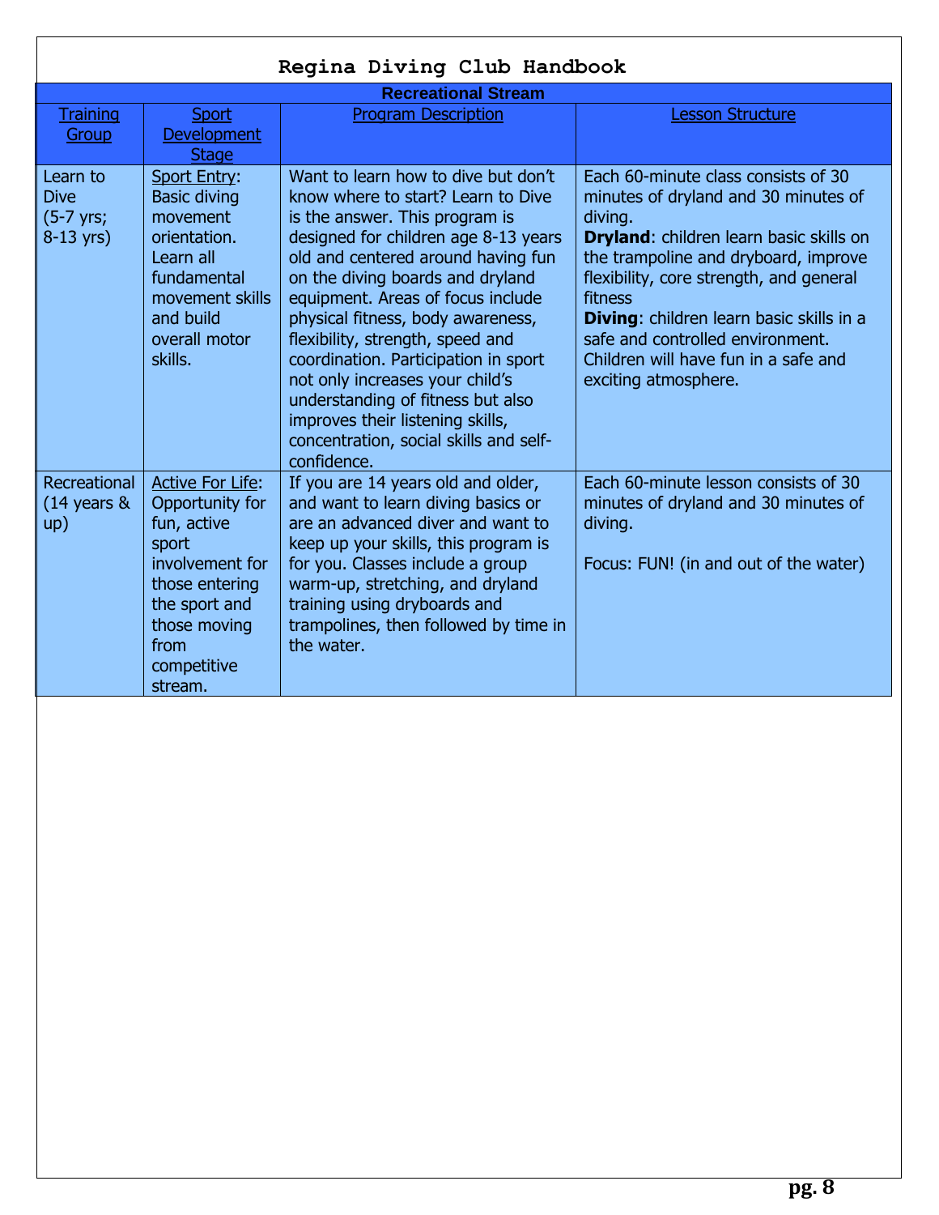# Regina Diving Club Handbook

| Recreational Stream | | | |
|---|---|---|---|
| Training Group | Sport Development Stage | Program Description | Lesson Structure |
| Learn to Dive (5-7 yrs; 8-13 yrs) | Sport Entry: Basic diving movement orientation. Learn all fundamental movement skills and build overall motor skills. | Want to learn how to dive but don't know where to start? Learn to Dive is the answer. This program is designed for children age 8-13 years old and centered around having fun on the diving boards and dryland equipment. Areas of focus include physical fitness, body awareness, flexibility, strength, speed and coordination. Participation in sport not only increases your child's understanding of fitness but also improves their listening skills, concentration, social skills and self-confidence. | Each 60-minute class consists of 30 minutes of dryland and 30 minutes of diving. **Dryland**: children learn basic skills on the trampoline and dryboard, improve flexibility, core strength, and general fitness **Diving**: children learn basic skills in a safe and controlled environment. Children will have fun in a safe and exciting atmosphere. |
| Recreational (14 years & up) | Active For Life: Opportunity for fun, active sport involvement for those entering the sport and those moving from competitive stream. | If you are 14 years old and older, and want to learn diving basics or are an advanced diver and want to keep up your skills, this program is for you. Classes include a group warm-up, stretching, and dryland training using dryboards and trampolines, then followed by time in the water. | Each 60-minute lesson consists of 30 minutes of dryland and 30 minutes of diving.<br><br>Focus: FUN! (in and out of the water) |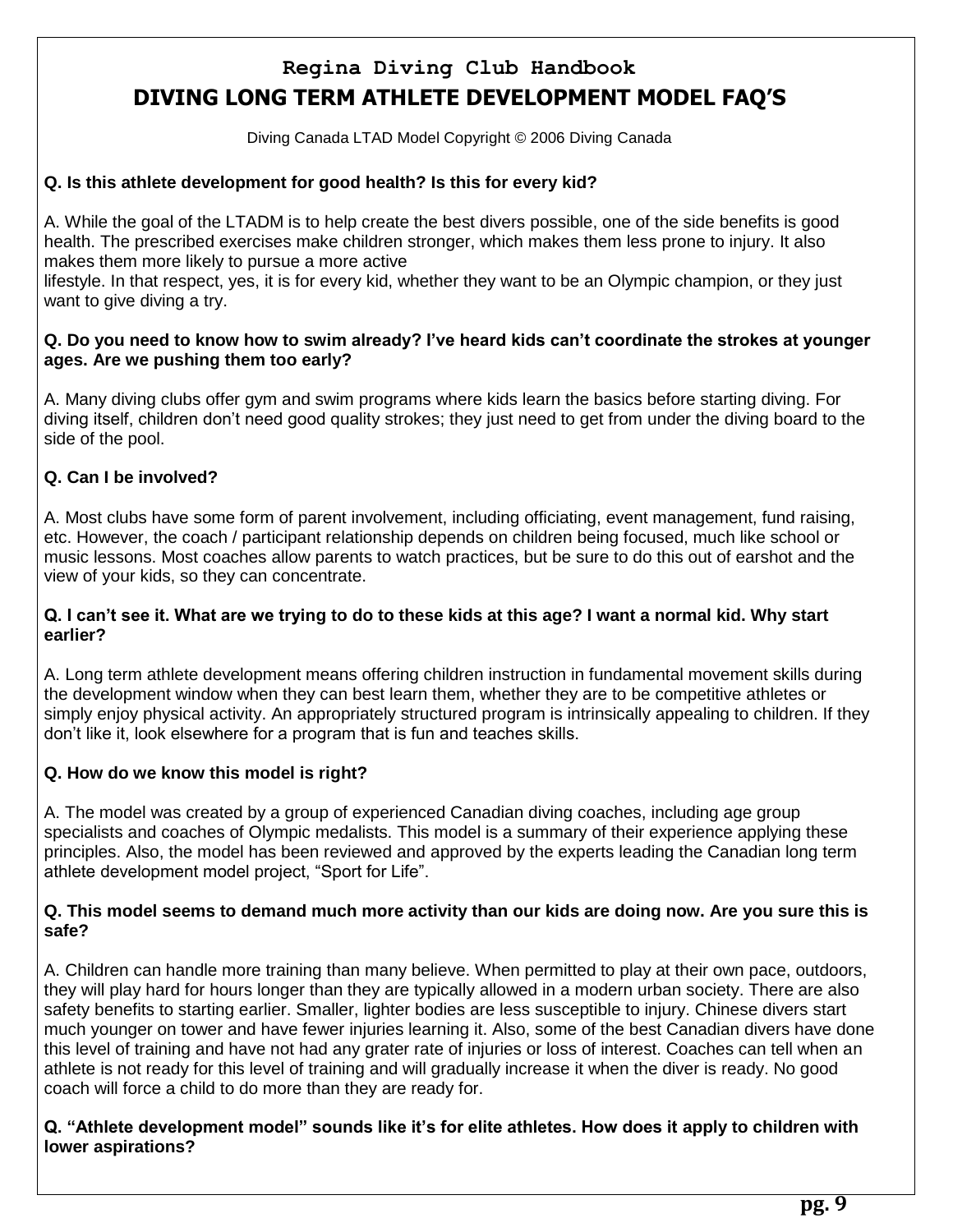# Regina Diving Club Handbook

## DIVING LONG TERM ATHLETE DEVELOPMENT MODEL FAQ'S

Diving Canada LTAD Model Copyright © 2006 Diving Canada

**Q. Is this athlete development for good health? Is this for every kid?**

A. While the goal of the LTADM is to help create the best divers possible, one of the side benefits is good health. The prescribed exercises make children stronger, which makes them less prone to injury. It also makes them more likely to pursue a more active lifestyle. In that respect, yes, it is for every kid, whether they want to be an Olympic champion, or they just want to give diving a try.

**Q. Do you need to know how to swim already? I've heard kids can't coordinate the strokes at younger ages. Are we pushing them too early?**

A. Many diving clubs offer gym and swim programs where kids learn the basics before starting diving. For diving itself, children don't need good quality strokes; they just need to get from under the diving board to the side of the pool.

**Q. Can I be involved?**

A. Most clubs have some form of parent involvement, including officiating, event management, fund raising, etc. However, the coach / participant relationship depends on children being focused, much like school or music lessons. Most coaches allow parents to watch practices, but be sure to do this out of earshot and the view of your kids, so they can concentrate.

**Q. I can't see it. What are we trying to do to these kids at this age? I want a normal kid. Why start earlier?**

A. Long term athlete development means offering children instruction in fundamental movement skills during the development window when they can best learn them, whether they are to be competitive athletes or simply enjoy physical activity. An appropriately structured program is intrinsically appealing to children. If they don't like it, look elsewhere for a program that is fun and teaches skills.

**Q. How do we know this model is right?**

A. The model was created by a group of experienced Canadian diving coaches, including age group specialists and coaches of Olympic medalists. This model is a summary of their experience applying these principles. Also, the model has been reviewed and approved by the experts leading the Canadian long term athlete development model project, "Sport for Life".

**Q. This model seems to demand much more activity than our kids are doing now. Are you sure this is safe?**

A. Children can handle more training than many believe. When permitted to play at their own pace, outdoors, they will play hard for hours longer than they are typically allowed in a modern urban society. There are also safety benefits to starting earlier. Smaller, lighter bodies are less susceptible to injury. Chinese divers start much younger on tower and have fewer injuries learning it. Also, some of the best Canadian divers have done this level of training and have not had any grater rate of injuries or loss of interest. Coaches can tell when an athlete is not ready for this level of training and will gradually increase it when the diver is ready. No good coach will force a child to do more than they are ready for.

**Q. "Athlete development model" sounds like it's for elite athletes. How does it apply to children with lower aspirations?**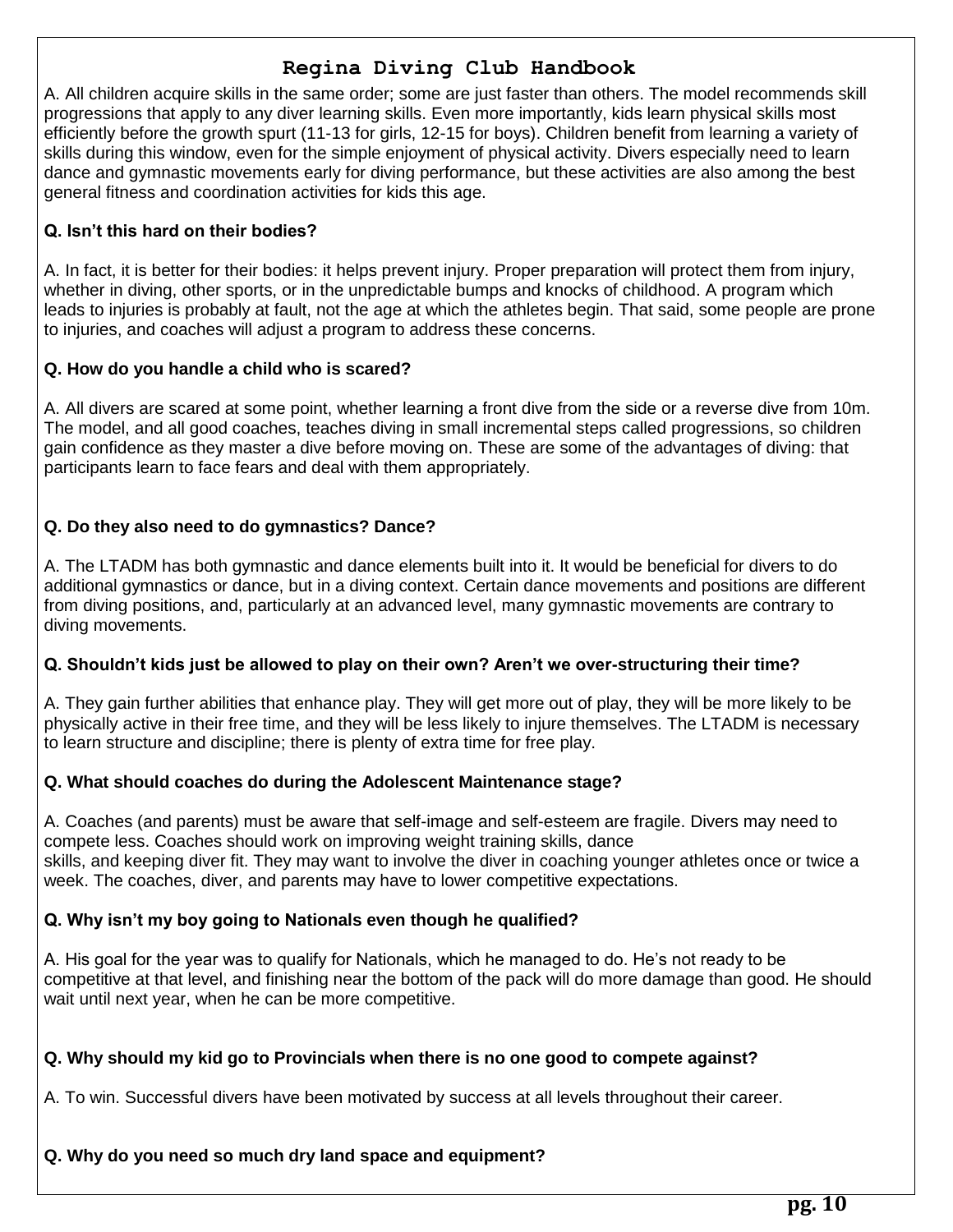A. All children acquire skills in the same order; some are just faster than others. The model recommends skill progressions that apply to any diver learning skills. Even more importantly, kids learn physical skills most efficiently before the growth spurt (11-13 for girls, 12-15 for boys). Children benefit from learning a variety of skills during this window, even for the simple enjoyment of physical activity. Divers especially need to learn dance and gymnastic movements early for diving performance, but these activities are also among the best general fitness and coordination activities for kids this age.

**Q. Isn't this hard on their bodies?**

A. In fact, it is better for their bodies: it helps prevent injury. Proper preparation will protect them from injury, whether in diving, other sports, or in the unpredictable bumps and knocks of childhood. A program which leads to injuries is probably at fault, not the age at which the athletes begin. That said, some people are prone to injuries, and coaches will adjust a program to address these concerns.

**Q. How do you handle a child who is scared?**

A. All divers are scared at some point, whether learning a front dive from the side or a reverse dive from 10m. The model, and all good coaches, teaches diving in small incremental steps called progressions, so children gain confidence as they master a dive before moving on. These are some of the advantages of diving: that participants learn to face fears and deal with them appropriately.

**Q. Do they also need to do gymnastics? Dance?**

A. The LTADM has both gymnastic and dance elements built into it. It would be beneficial for divers to do additional gymnastics or dance, but in a diving context. Certain dance movements and positions are different from diving positions, and, particularly at an advanced level, many gymnastic movements are contrary to diving movements.

**Q. Shouldn't kids just be allowed to play on their own? Aren't we over-structuring their time?**

A. They gain further abilities that enhance play. They will get more out of play, they will be more likely to be physically active in their free time, and they will be less likely to injure themselves. The LTADM is necessary to learn structure and discipline; there is plenty of extra time for free play.

**Q. What should coaches do during the Adolescent Maintenance stage?**

A. Coaches (and parents) must be aware that self-image and self-esteem are fragile. Divers may need to compete less. Coaches should work on improving weight training skills, dance skills, and keeping diver fit. They may want to involve the diver in coaching younger athletes once or twice a week. The coaches, diver, and parents may have to lower competitive expectations.

**Q. Why isn't my boy going to Nationals even though he qualified?**

A. His goal for the year was to qualify for Nationals, which he managed to do. He's not ready to be competitive at that level, and finishing near the bottom of the pack will do more damage than good. He should wait until next year, when he can be more competitive.

**Q. Why should my kid go to Provincials when there is no one good to compete against?**

A. To win. Successful divers have been motivated by success at all levels throughout their career.

**Q. Why do you need so much dry land space and equipment?**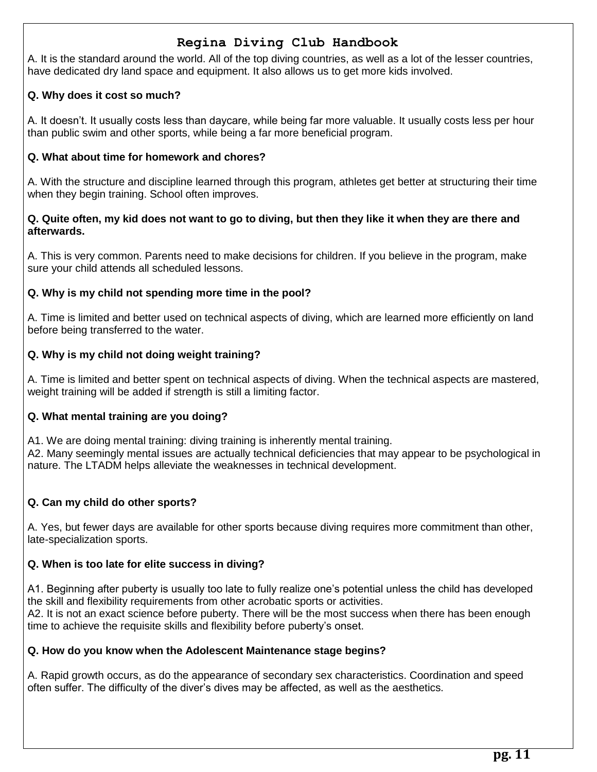A. It is the standard around the world. All of the top diving countries, as well as a lot of the lesser countries, have dedicated dry land space and equipment. It also allows us to get more kids involved.

**Q. Why does it cost so much?**

A. It doesn't. It usually costs less than daycare, while being far more valuable. It usually costs less per hour than public swim and other sports, while being a far more beneficial program.

**Q. What about time for homework and chores?**

A. With the structure and discipline learned through this program, athletes get better at structuring their time when they begin training. School often improves.

**Q. Quite often, my kid does not want to go to diving, but then they like it when they are there and afterwards.**

A. This is very common. Parents need to make decisions for children. If you believe in the program, make sure your child attends all scheduled lessons.

**Q. Why is my child not spending more time in the pool?**

A. Time is limited and better used on technical aspects of diving, which are learned more efficiently on land before being transferred to the water.

**Q. Why is my child not doing weight training?**

A. Time is limited and better spent on technical aspects of diving. When the technical aspects are mastered, weight training will be added if strength is still a limiting factor.

**Q. What mental training are you doing?**

A1. We are doing mental training: diving training is inherently mental training.
A2. Many seemingly mental issues are actually technical deficiencies that may appear to be psychological in nature. The LTADM helps alleviate the weaknesses in technical development.

**Q. Can my child do other sports?**

A. Yes, but fewer days are available for other sports because diving requires more commitment than other, late-specialization sports.

**Q. When is too late for elite success in diving?**

A1. Beginning after puberty is usually too late to fully realize one's potential unless the child has developed the skill and flexibility requirements from other acrobatic sports or activities.
A2. It is not an exact science before puberty. There will be the most success when there has been enough time to achieve the requisite skills and flexibility before puberty's onset.

**Q. How do you know when the Adolescent Maintenance stage begins?**

A. Rapid growth occurs, as do the appearance of secondary sex characteristics. Coordination and speed often suffer. The difficulty of the diver's dives may be affected, as well as the aesthetics.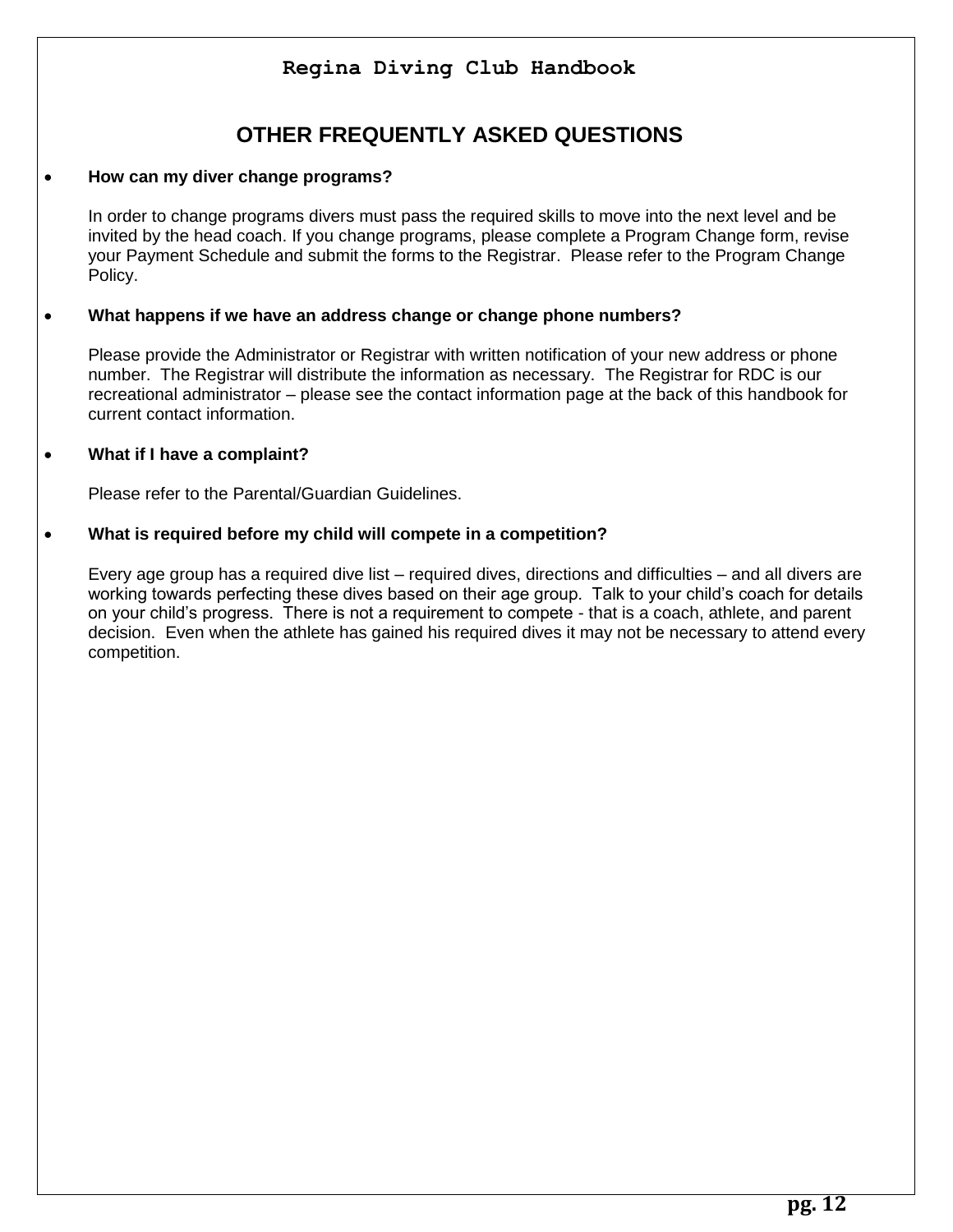## OTHER FREQUENTLY ASKED QUESTIONS

- **How can my diver change programs?**

  In order to change programs divers must pass the required skills to move into the next level and be invited by the head coach. If you change programs, please complete a Program Change form, revise your Payment Schedule and submit the forms to the Registrar. Please refer to the Program Change Policy.

- **What happens if we have an address change or change phone numbers?**

  Please provide the Administrator or Registrar with written notification of your new address or phone number. The Registrar will distribute the information as necessary. The Registrar for RDC is our recreational administrator – please see the contact information page at the back of this handbook for current contact information.

- **What if I have a complaint?**

  Please refer to the Parental/Guardian Guidelines.

- **What is required before my child will compete in a competition?**

  Every age group has a required dive list – required dives, directions and difficulties – and all divers are working towards perfecting these dives based on their age group. Talk to your child's coach for details on your child's progress. There is not a requirement to compete - that is a coach, athlete, and parent decision. Even when the athlete has gained his required dives it may not be necessary to attend every competition.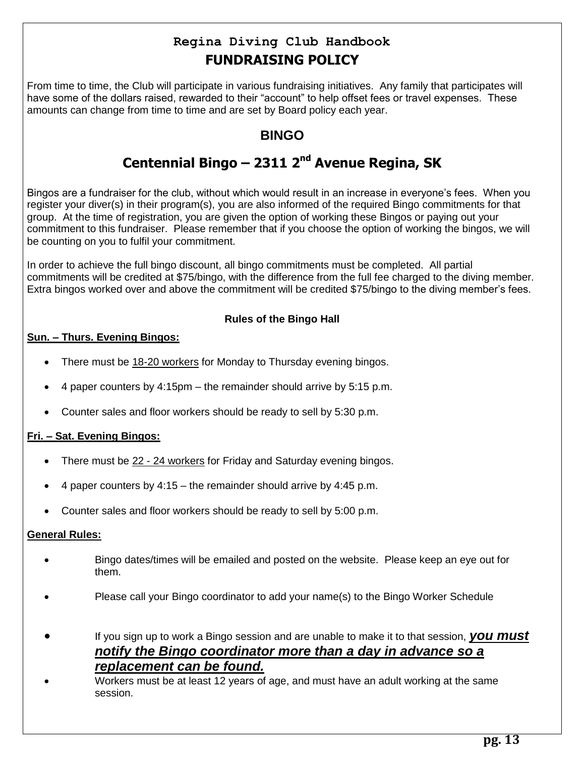# Regina Diving Club Handbook

## FUNDRAISING POLICY

From time to time, the Club will participate in various fundraising initiatives. Any family that participates will have some of the dollars raised, rewarded to their "account" to help offset fees or travel expenses. These amounts can change from time to time and are set by Board policy each year.

## BINGO

## Centennial Bingo – 2311 2nd Avenue Regina, SK

Bingos are a fundraiser for the club, without which would result in an increase in everyone's fees. When you register your diver(s) in their program(s), you are also informed of the required Bingo commitments for that group. At the time of registration, you are given the option of working these Bingos or paying out your commitment to this fundraiser. Please remember that if you choose the option of working the bingos, we will be counting on you to fulfil your commitment.

In order to achieve the full bingo discount, all bingo commitments must be completed. All partial commitments will be credited at $75/bingo, with the difference from the full fee charged to the diving member. Extra bingos worked over and above the commitment will be credited $75/bingo to the diving member's fees.

### Rules of the Bingo Hall

**Sun. – Thurs. Evening Bingos:**

- There must be 18-20 workers for Monday to Thursday evening bingos.
- 4 paper counters by 4:15pm – the remainder should arrive by 5:15 p.m.
- Counter sales and floor workers should be ready to sell by 5:30 p.m.

**Fri. – Sat. Evening Bingos:**

- There must be 22 - 24 workers for Friday and Saturday evening bingos.
- 4 paper counters by 4:15 – the remainder should arrive by 4:45 p.m.
- Counter sales and floor workers should be ready to sell by 5:00 p.m.

**General Rules:**

- Bingo dates/times will be emailed and posted on the website. Please keep an eye out for them.
- Please call your Bingo coordinator to add your name(s) to the Bingo Worker Schedule
- If you sign up to work a Bingo session and are unable to make it to that session, ***you must notify the Bingo coordinator more than a day in advance so a replacement can be found.***
- Workers must be at least 12 years of age, and must have an adult working at the same session.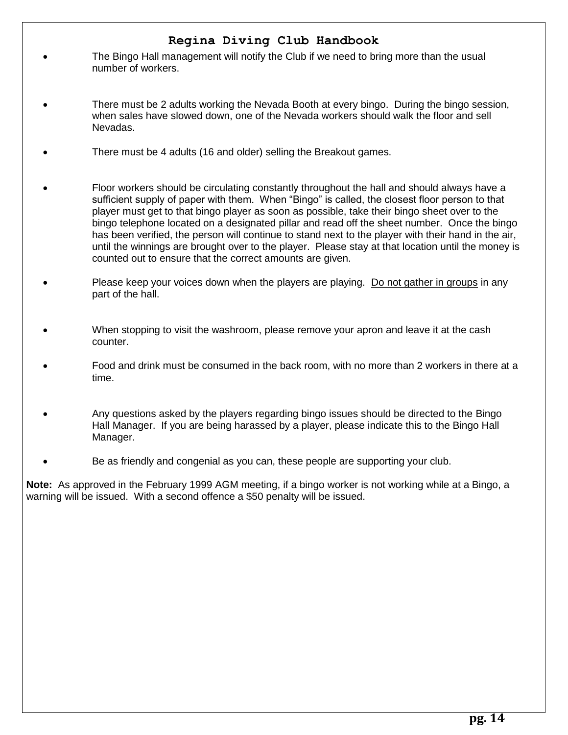- The Bingo Hall management will notify the Club if we need to bring more than the usual number of workers.

- There must be 2 adults working the Nevada Booth at every bingo. During the bingo session, when sales have slowed down, one of the Nevada workers should walk the floor and sell Nevadas.

- There must be 4 adults (16 and older) selling the Breakout games.

- Floor workers should be circulating constantly throughout the hall and should always have a sufficient supply of paper with them. When "Bingo" is called, the closest floor person to that player must get to that bingo player as soon as possible, take their bingo sheet over to the bingo telephone located on a designated pillar and read off the sheet number. Once the bingo has been verified, the person will continue to stand next to the player with their hand in the air, until the winnings are brought over to the player. Please stay at that location until the money is counted out to ensure that the correct amounts are given.

- Please keep your voices down when the players are playing. <u>Do not gather in groups</u> in any part of the hall.

- When stopping to visit the washroom, please remove your apron and leave it at the cash counter.

- Food and drink must be consumed in the back room, with no more than 2 workers in there at a time.

- Any questions asked by the players regarding bingo issues should be directed to the Bingo Hall Manager. If you are being harassed by a player, please indicate this to the Bingo Hall Manager.

- Be as friendly and congenial as you can, these people are supporting your club.

**Note:** As approved in the February 1999 AGM meeting, if a bingo worker is not working while at a Bingo, a warning will be issued. With a second offence a $50 penalty will be issued.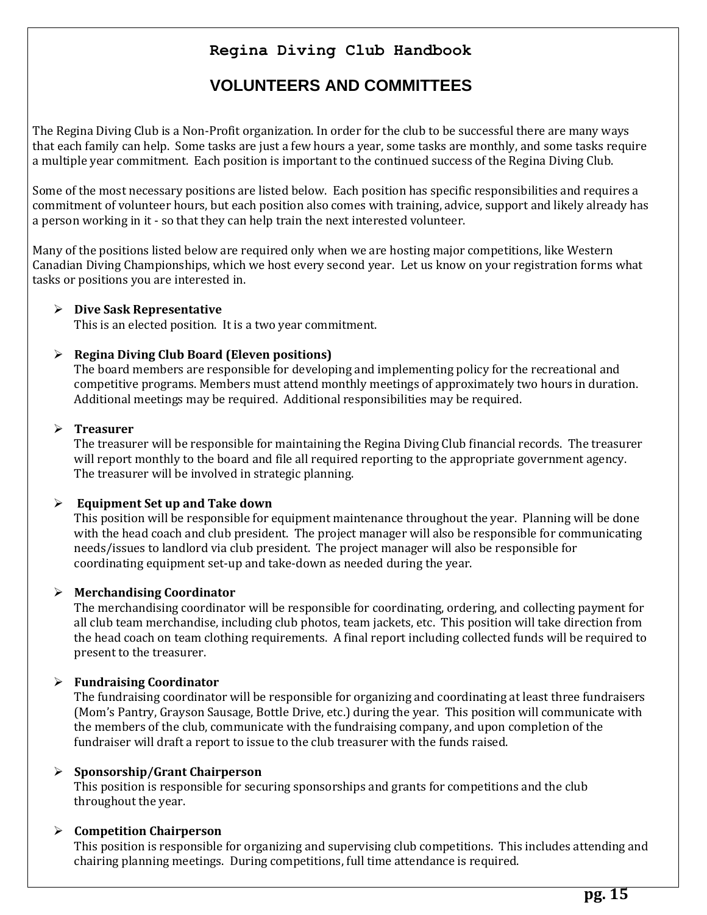# Regina Diving Club Handbook

## VOLUNTEERS AND COMMITTEES

The Regina Diving Club is a Non-Profit organization. In order for the club to be successful there are many ways that each family can help. Some tasks are just a few hours a year, some tasks are monthly, and some tasks require a multiple year commitment. Each position is important to the continued success of the Regina Diving Club.

Some of the most necessary positions are listed below. Each position has specific responsibilities and requires a commitment of volunteer hours, but each position also comes with training, advice, support and likely already has a person working in it - so that they can help train the next interested volunteer.

Many of the positions listed below are required only when we are hosting major competitions, like Western Canadian Diving Championships, which we host every second year. Let us know on your registration forms what tasks or positions you are interested in.

- **Dive Sask Representative**
  This is an elected position. It is a two year commitment.

- **Regina Diving Club Board (Eleven positions)**
  The board members are responsible for developing and implementing policy for the recreational and competitive programs. Members must attend monthly meetings of approximately two hours in duration. Additional meetings may be required. Additional responsibilities may be required.

- **Treasurer**
  The treasurer will be responsible for maintaining the Regina Diving Club financial records. The treasurer will report monthly to the board and file all required reporting to the appropriate government agency. The treasurer will be involved in strategic planning.

- **Equipment Set up and Take down**
  This position will be responsible for equipment maintenance throughout the year. Planning will be done with the head coach and club president. The project manager will also be responsible for communicating needs/issues to landlord via club president. The project manager will also be responsible for coordinating equipment set-up and take-down as needed during the year.

- **Merchandising Coordinator**
  The merchandising coordinator will be responsible for coordinating, ordering, and collecting payment for all club team merchandise, including club photos, team jackets, etc. This position will take direction from the head coach on team clothing requirements. A final report including collected funds will be required to present to the treasurer.

- **Fundraising Coordinator**
  The fundraising coordinator will be responsible for organizing and coordinating at least three fundraisers (Mom's Pantry, Grayson Sausage, Bottle Drive, etc.) during the year. This position will communicate with the members of the club, communicate with the fundraising company, and upon completion of the fundraiser will draft a report to issue to the club treasurer with the funds raised.

- **Sponsorship/Grant Chairperson**
  This position is responsible for securing sponsorships and grants for competitions and the club throughout the year.

- **Competition Chairperson**
  This position is responsible for organizing and supervising club competitions. This includes attending and chairing planning meetings. During competitions, full time attendance is required.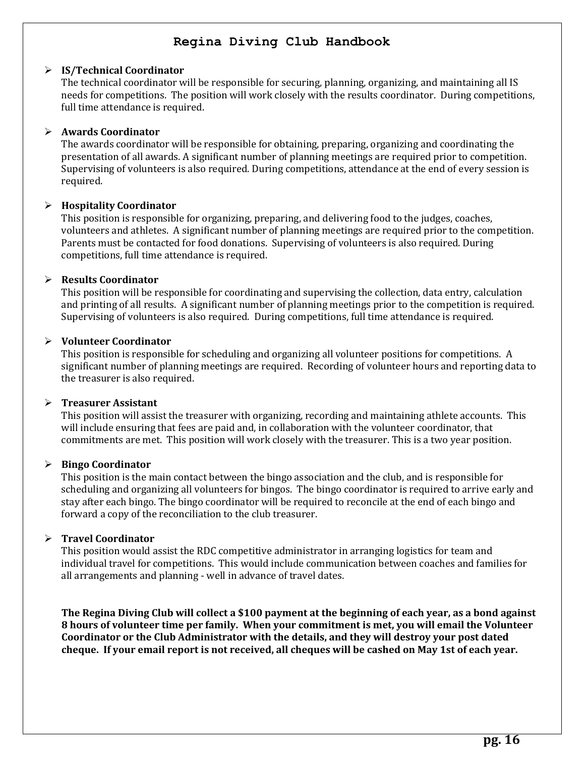- **IS/Technical Coordinator**
  The technical coordinator will be responsible for securing, planning, organizing, and maintaining all IS needs for competitions. The position will work closely with the results coordinator. During competitions, full time attendance is required.

- **Awards Coordinator**
  The awards coordinator will be responsible for obtaining, preparing, organizing and coordinating the presentation of all awards. A significant number of planning meetings are required prior to competition. Supervising of volunteers is also required. During competitions, attendance at the end of every session is required.

- **Hospitality Coordinator**
  This position is responsible for organizing, preparing, and delivering food to the judges, coaches, volunteers and athletes. A significant number of planning meetings are required prior to the competition. Parents must be contacted for food donations. Supervising of volunteers is also required. During competitions, full time attendance is required.

- **Results Coordinator**
  This position will be responsible for coordinating and supervising the collection, data entry, calculation and printing of all results. A significant number of planning meetings prior to the competition is required. Supervising of volunteers is also required. During competitions, full time attendance is required.

- **Volunteer Coordinator**
  This position is responsible for scheduling and organizing all volunteer positions for competitions. A significant number of planning meetings are required. Recording of volunteer hours and reporting data to the treasurer is also required.

- **Treasurer Assistant**
  This position will assist the treasurer with organizing, recording and maintaining athlete accounts. This will include ensuring that fees are paid and, in collaboration with the volunteer coordinator, that commitments are met. This position will work closely with the treasurer. This is a two year position.

- **Bingo Coordinator**
  This position is the main contact between the bingo association and the club, and is responsible for scheduling and organizing all volunteers for bingos. The bingo coordinator is required to arrive early and stay after each bingo. The bingo coordinator will be required to reconcile at the end of each bingo and forward a copy of the reconciliation to the club treasurer.

- **Travel Coordinator**
  This position would assist the RDC competitive administrator in arranging logistics for team and individual travel for competitions. This would include communication between coaches and families for all arrangements and planning - well in advance of travel dates.

**The Regina Diving Club will collect a $100 payment at the beginning of each year, as a bond against 8 hours of volunteer time per family. When your commitment is met, you will email the Volunteer Coordinator or the Club Administrator with the details, and they will destroy your post dated cheque. If your email report is not received, all cheques will be cashed on May 1st of each year.**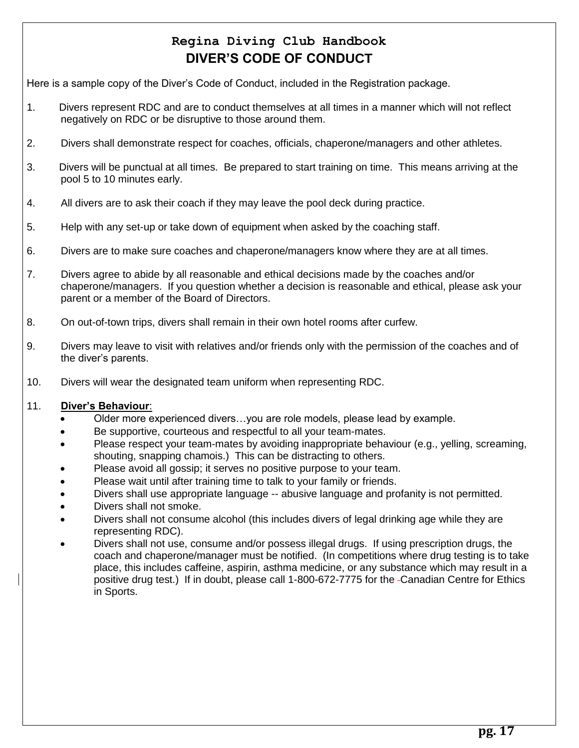# Regina Diving Club Handbook

## DIVER'S CODE OF CONDUCT

Here is a sample copy of the Diver's Code of Conduct, included in the Registration package.

1. Divers represent RDC and are to conduct themselves at all times in a manner which will not reflect negatively on RDC or be disruptive to those around them.
2. Divers shall demonstrate respect for coaches, officials, chaperone/managers and other athletes.
3. Divers will be punctual at all times. Be prepared to start training on time. This means arriving at the pool 5 to 10 minutes early.
4. All divers are to ask their coach if they may leave the pool deck during practice.
5. Help with any set-up or take down of equipment when asked by the coaching staff.
6. Divers are to make sure coaches and chaperone/managers know where they are at all times.
7. Divers agree to abide by all reasonable and ethical decisions made by the coaches and/or chaperone/managers. If you question whether a decision is reasonable and ethical, please ask your parent or a member of the Board of Directors.
8. On out-of-town trips, divers shall remain in their own hotel rooms after curfew.
9. Divers may leave to visit with relatives and/or friends only with the permission of the coaches and of the diver's parents.
10. Divers will wear the designated team uniform when representing RDC.
11. **Diver's Behaviour**:
    - Older more experienced divers…you are role models, please lead by example.
    - Be supportive, courteous and respectful to all your team-mates.
    - Please respect your team-mates by avoiding inappropriate behaviour (e.g., yelling, screaming, shouting, snapping chamois.) This can be distracting to others.
    - Please avoid all gossip; it serves no positive purpose to your team.
    - Please wait until after training time to talk to your family or friends.
    - Divers shall use appropriate language -- abusive language and profanity is not permitted.
    - Divers shall not smoke.
    - Divers shall not consume alcohol (this includes divers of legal drinking age while they are representing RDC).
    - Divers shall not use, consume and/or possess illegal drugs. If using prescription drugs, the coach and chaperone/manager must be notified. (In competitions where drug testing is to take place, this includes caffeine, aspirin, asthma medicine, or any substance which may result in a positive drug test.) If in doubt, please call 1-800-672-7775 for the Canadian Centre for Ethics in Sports.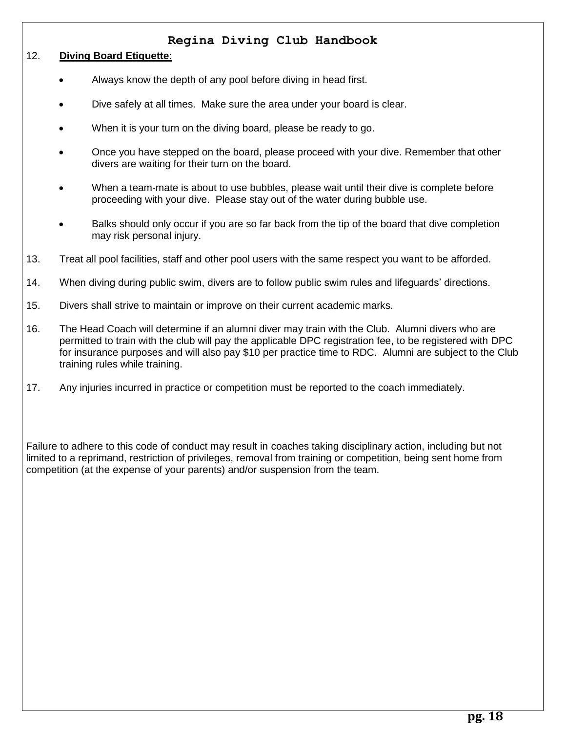12. **Diving Board Etiquette**:

    - Always know the depth of any pool before diving in head first.
    - Dive safely at all times. Make sure the area under your board is clear.
    - When it is your turn on the diving board, please be ready to go.
    - Once you have stepped on the board, please proceed with your dive. Remember that other divers are waiting for their turn on the board.
    - When a team-mate is about to use bubbles, please wait until their dive is complete before proceeding with your dive. Please stay out of the water during bubble use.
    - Balks should only occur if you are so far back from the tip of the board that dive completion may risk personal injury.

13. Treat all pool facilities, staff and other pool users with the same respect you want to be afforded.

14. When diving during public swim, divers are to follow public swim rules and lifeguards' directions.

15. Divers shall strive to maintain or improve on their current academic marks.

16. The Head Coach will determine if an alumni diver may train with the Club. Alumni divers who are permitted to train with the club will pay the applicable DPC registration fee, to be registered with DPC for insurance purposes and will also pay $10 per practice time to RDC. Alumni are subject to the Club training rules while training.

17. Any injuries incurred in practice or competition must be reported to the coach immediately.

Failure to adhere to this code of conduct may result in coaches taking disciplinary action, including but not limited to a reprimand, restriction of privileges, removal from training or competition, being sent home from competition (at the expense of your parents) and/or suspension from the team.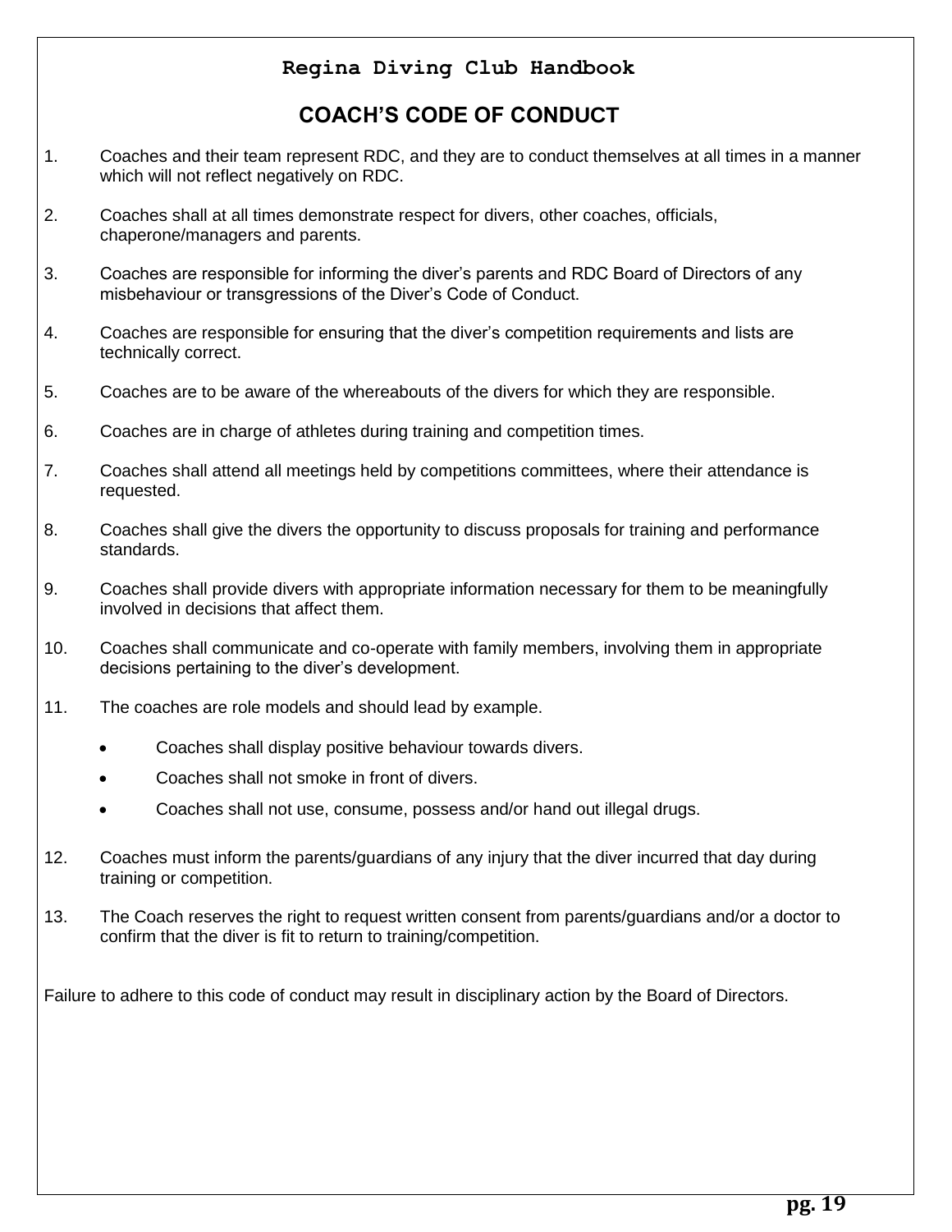# COACH'S CODE OF CONDUCT

1. Coaches and their team represent RDC, and they are to conduct themselves at all times in a manner which will not reflect negatively on RDC.
2. Coaches shall at all times demonstrate respect for divers, other coaches, officials, chaperone/managers and parents.
3. Coaches are responsible for informing the diver's parents and RDC Board of Directors of any misbehaviour or transgressions of the Diver's Code of Conduct.
4. Coaches are responsible for ensuring that the diver's competition requirements and lists are technically correct.
5. Coaches are to be aware of the whereabouts of the divers for which they are responsible.
6. Coaches are in charge of athletes during training and competition times.
7. Coaches shall attend all meetings held by competitions committees, where their attendance is requested.
8. Coaches shall give the divers the opportunity to discuss proposals for training and performance standards.
9. Coaches shall provide divers with appropriate information necessary for them to be meaningfully involved in decisions that affect them.
10. Coaches shall communicate and co-operate with family members, involving them in appropriate decisions pertaining to the diver's development.
11. The coaches are role models and should lead by example.
    - Coaches shall display positive behaviour towards divers.
    - Coaches shall not smoke in front of divers.
    - Coaches shall not use, consume, possess and/or hand out illegal drugs.
12. Coaches must inform the parents/guardians of any injury that the diver incurred that day during training or competition.
13. The Coach reserves the right to request written consent from parents/guardians and/or a doctor to confirm that the diver is fit to return to training/competition.

Failure to adhere to this code of conduct may result in disciplinary action by the Board of Directors.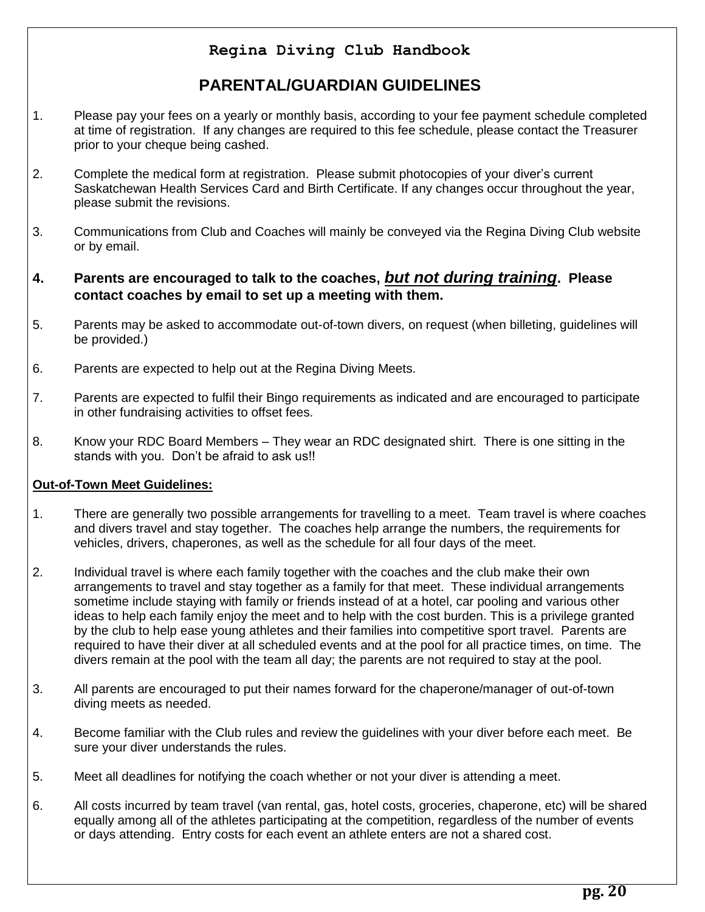# PARENTAL/GUARDIAN GUIDELINES

1. Please pay your fees on a yearly or monthly basis, according to your fee payment schedule completed at time of registration. If any changes are required to this fee schedule, please contact the Treasurer prior to your cheque being cashed.

2. Complete the medical form at registration. Please submit photocopies of your diver's current Saskatchewan Health Services Card and Birth Certificate. If any changes occur throughout the year, please submit the revisions.

3. Communications from Club and Coaches will mainly be conveyed via the Regina Diving Club website or by email.

4. **Parents are encouraged to talk to the coaches, *but not during training*. Please contact coaches by email to set up a meeting with them.**

5. Parents may be asked to accommodate out-of-town divers, on request (when billeting, guidelines will be provided.)

6. Parents are expected to help out at the Regina Diving Meets.

7. Parents are expected to fulfil their Bingo requirements as indicated and are encouraged to participate in other fundraising activities to offset fees.

8. Know your RDC Board Members – They wear an RDC designated shirt. There is one sitting in the stands with you. Don't be afraid to ask us!!

**Out-of-Town Meet Guidelines:**

1. There are generally two possible arrangements for travelling to a meet. Team travel is where coaches and divers travel and stay together. The coaches help arrange the numbers, the requirements for vehicles, drivers, chaperones, as well as the schedule for all four days of the meet.

2. Individual travel is where each family together with the coaches and the club make their own arrangements to travel and stay together as a family for that meet. These individual arrangements sometime include staying with family or friends instead of at a hotel, car pooling and various other ideas to help each family enjoy the meet and to help with the cost burden. This is a privilege granted by the club to help ease young athletes and their families into competitive sport travel. Parents are required to have their diver at all scheduled events and at the pool for all practice times, on time. The divers remain at the pool with the team all day; the parents are not required to stay at the pool.

3. All parents are encouraged to put their names forward for the chaperone/manager of out-of-town diving meets as needed.

4. Become familiar with the Club rules and review the guidelines with your diver before each meet. Be sure your diver understands the rules.

5. Meet all deadlines for notifying the coach whether or not your diver is attending a meet.

6. All costs incurred by team travel (van rental, gas, hotel costs, groceries, chaperone, etc) will be shared equally among all of the athletes participating at the competition, regardless of the number of events or days attending. Entry costs for each event an athlete enters are not a shared cost.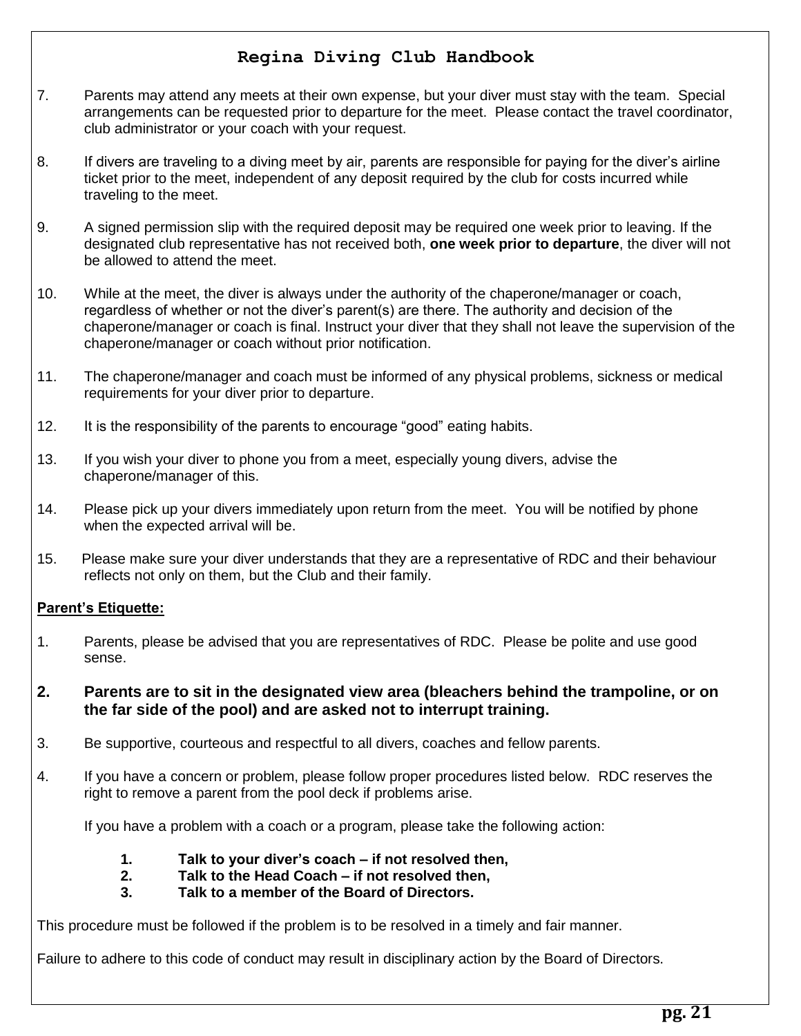7. Parents may attend any meets at their own expense, but your diver must stay with the team. Special arrangements can be requested prior to departure for the meet. Please contact the travel coordinator, club administrator or your coach with your request.

8. If divers are traveling to a diving meet by air, parents are responsible for paying for the diver's airline ticket prior to the meet, independent of any deposit required by the club for costs incurred while traveling to the meet.

9. A signed permission slip with the required deposit may be required one week prior to leaving. If the designated club representative has not received both, **one week prior to departure**, the diver will not be allowed to attend the meet.

10. While at the meet, the diver is always under the authority of the chaperone/manager or coach, regardless of whether or not the diver's parent(s) are there. The authority and decision of the chaperone/manager or coach is final. Instruct your diver that they shall not leave the supervision of the chaperone/manager or coach without prior notification.

11. The chaperone/manager and coach must be informed of any physical problems, sickness or medical requirements for your diver prior to departure.

12. It is the responsibility of the parents to encourage "good" eating habits.

13. If you wish your diver to phone you from a meet, especially young divers, advise the chaperone/manager of this.

14. Please pick up your divers immediately upon return from the meet. You will be notified by phone when the expected arrival will be.

15. Please make sure your diver understands that they are a representative of RDC and their behaviour reflects not only on them, but the Club and their family.

**Parent's Etiquette:**

1. Parents, please be advised that you are representatives of RDC. Please be polite and use good sense.

2. **Parents are to sit in the designated view area (bleachers behind the trampoline, or on the far side of the pool) and are asked not to interrupt training.**

3. Be supportive, courteous and respectful to all divers, coaches and fellow parents.

4. If you have a concern or problem, please follow proper procedures listed below. RDC reserves the right to remove a parent from the pool deck if problems arise.

   If you have a problem with a coach or a program, please take the following action:

   1. **Talk to your diver's coach – if not resolved then,**
   2. **Talk to the Head Coach – if not resolved then,**
   3. **Talk to a member of the Board of Directors.**

This procedure must be followed if the problem is to be resolved in a timely and fair manner.

Failure to adhere to this code of conduct may result in disciplinary action by the Board of Directors.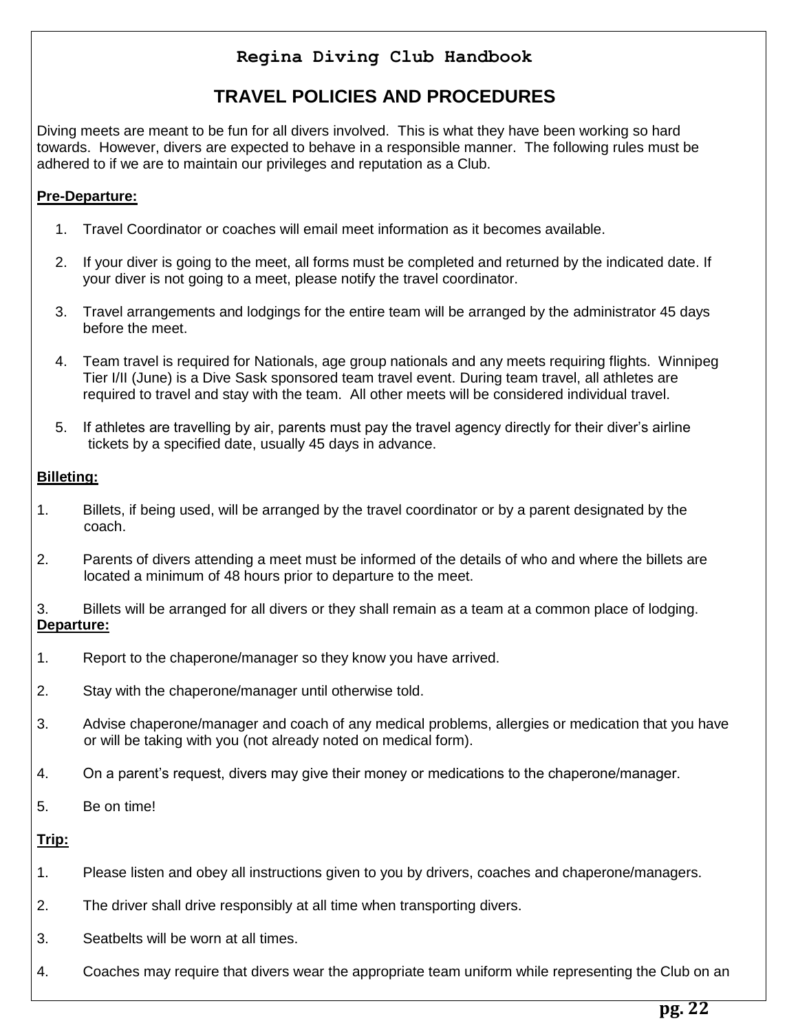**Regina Diving Club Handbook**

## TRAVEL POLICIES AND PROCEDURES

Diving meets are meant to be fun for all divers involved. This is what they have been working so hard towards. However, divers are expected to behave in a responsible manner. The following rules must be adhered to if we are to maintain our privileges and reputation as a Club.

**Pre-Departure:**

1. Travel Coordinator or coaches will email meet information as it becomes available.
2. If your diver is going to the meet, all forms must be completed and returned by the indicated date. If your diver is not going to a meet, please notify the travel coordinator.
3. Travel arrangements and lodgings for the entire team will be arranged by the administrator 45 days before the meet.
4. Team travel is required for Nationals, age group nationals and any meets requiring flights. Winnipeg Tier I/II (June) is a Dive Sask sponsored team travel event. During team travel, all athletes are required to travel and stay with the team. All other meets will be considered individual travel.
5. If athletes are travelling by air, parents must pay the travel agency directly for their diver's airline tickets by a specified date, usually 45 days in advance.

**Billeting:**

1. Billets, if being used, will be arranged by the travel coordinator or by a parent designated by the coach.
2. Parents of divers attending a meet must be informed of the details of who and where the billets are located a minimum of 48 hours prior to departure to the meet.
3. Billets will be arranged for all divers or they shall remain as a team at a common place of lodging.

**Departure:**

1. Report to the chaperone/manager so they know you have arrived.
2. Stay with the chaperone/manager until otherwise told.
3. Advise chaperone/manager and coach of any medical problems, allergies or medication that you have or will be taking with you (not already noted on medical form).
4. On a parent's request, divers may give their money or medications to the chaperone/manager.
5. Be on time!

**Trip:**

1. Please listen and obey all instructions given to you by drivers, coaches and chaperone/managers.
2. The driver shall drive responsibly at all time when transporting divers.
3. Seatbelts will be worn at all times.
4. Coaches may require that divers wear the appropriate team uniform while representing the Club on an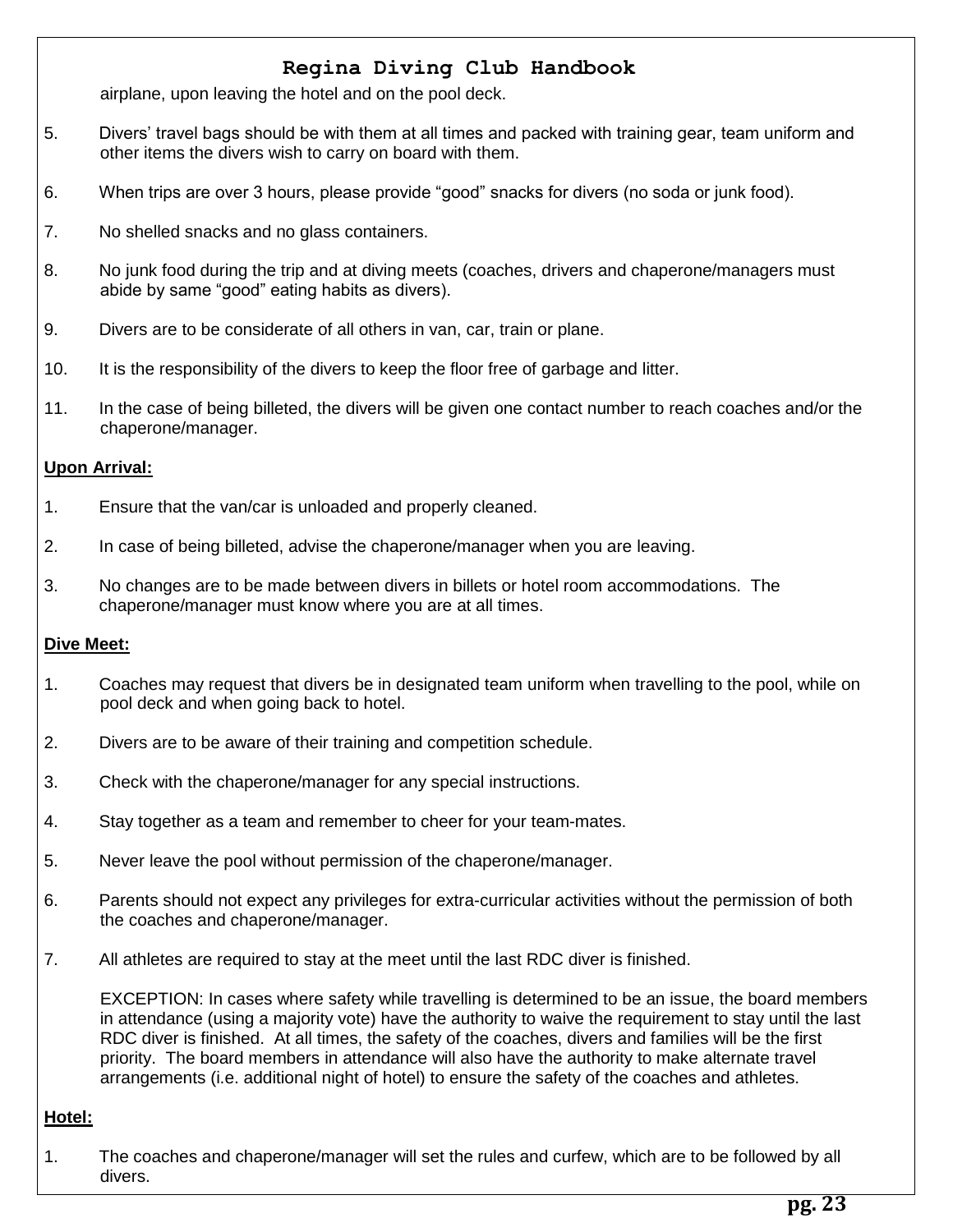airplane, upon leaving the hotel and on the pool deck.

5. Divers' travel bags should be with them at all times and packed with training gear, team uniform and other items the divers wish to carry on board with them.

6. When trips are over 3 hours, please provide "good" snacks for divers (no soda or junk food).

7. No shelled snacks and no glass containers.

8. No junk food during the trip and at diving meets (coaches, drivers and chaperone/managers must abide by same "good" eating habits as divers).

9. Divers are to be considerate of all others in van, car, train or plane.

10. It is the responsibility of the divers to keep the floor free of garbage and litter.

11. In the case of being billeted, the divers will be given one contact number to reach coaches and/or the chaperone/manager.

**Upon Arrival:**

1. Ensure that the van/car is unloaded and properly cleaned.

2. In case of being billeted, advise the chaperone/manager when you are leaving.

3. No changes are to be made between divers in billets or hotel room accommodations. The chaperone/manager must know where you are at all times.

**Dive Meet:**

1. Coaches may request that divers be in designated team uniform when travelling to the pool, while on pool deck and when going back to hotel.

2. Divers are to be aware of their training and competition schedule.

3. Check with the chaperone/manager for any special instructions.

4. Stay together as a team and remember to cheer for your team-mates.

5. Never leave the pool without permission of the chaperone/manager.

6. Parents should not expect any privileges for extra-curricular activities without the permission of both the coaches and chaperone/manager.

7. All athletes are required to stay at the meet until the last RDC diver is finished.

   EXCEPTION: In cases where safety while travelling is determined to be an issue, the board members in attendance (using a majority vote) have the authority to waive the requirement to stay until the last RDC diver is finished. At all times, the safety of the coaches, divers and families will be the first priority. The board members in attendance will also have the authority to make alternate travel arrangements (i.e. additional night of hotel) to ensure the safety of the coaches and athletes.

**Hotel:**

1. The coaches and chaperone/manager will set the rules and curfew, which are to be followed by all divers.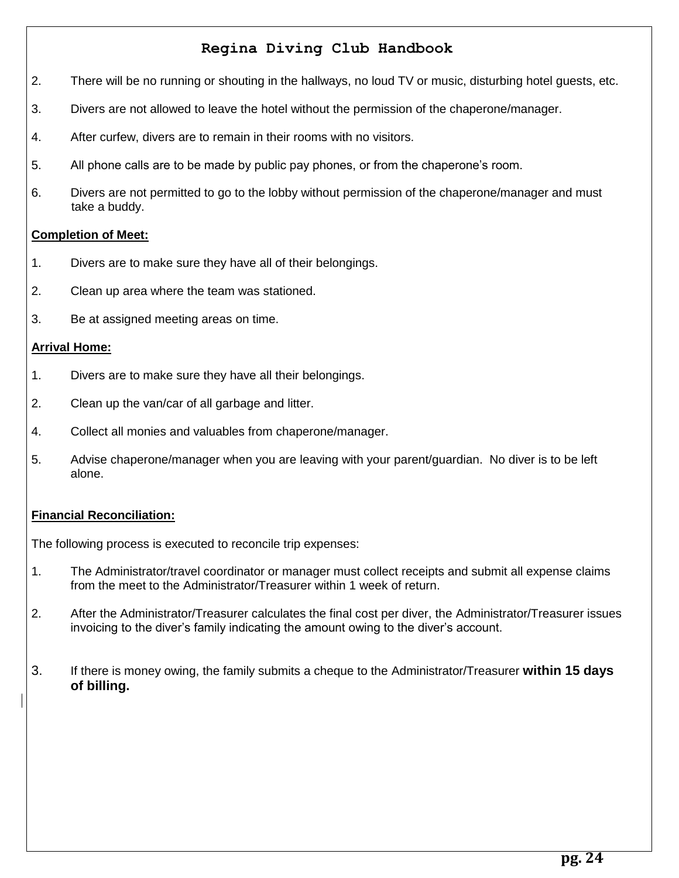2. There will be no running or shouting in the hallways, no loud TV or music, disturbing hotel guests, etc.

3. Divers are not allowed to leave the hotel without the permission of the chaperone/manager.

4. After curfew, divers are to remain in their rooms with no visitors.

5. All phone calls are to be made by public pay phones, or from the chaperone's room.

6. Divers are not permitted to go to the lobby without permission of the chaperone/manager and must take a buddy.

**Completion of Meet:**

1. Divers are to make sure they have all of their belongings.

2. Clean up area where the team was stationed.

3. Be at assigned meeting areas on time.

**Arrival Home:**

1. Divers are to make sure they have all their belongings.

2. Clean up the van/car of all garbage and litter.

4. Collect all monies and valuables from chaperone/manager.

5. Advise chaperone/manager when you are leaving with your parent/guardian. No diver is to be left alone.

**Financial Reconciliation:**

The following process is executed to reconcile trip expenses:

1. The Administrator/travel coordinator or manager must collect receipts and submit all expense claims from the meet to the Administrator/Treasurer within 1 week of return.

2. After the Administrator/Treasurer calculates the final cost per diver, the Administrator/Treasurer issues invoicing to the diver's family indicating the amount owing to the diver's account.

3. If there is money owing, the family submits a cheque to the Administrator/Treasurer **within 15 days of billing.**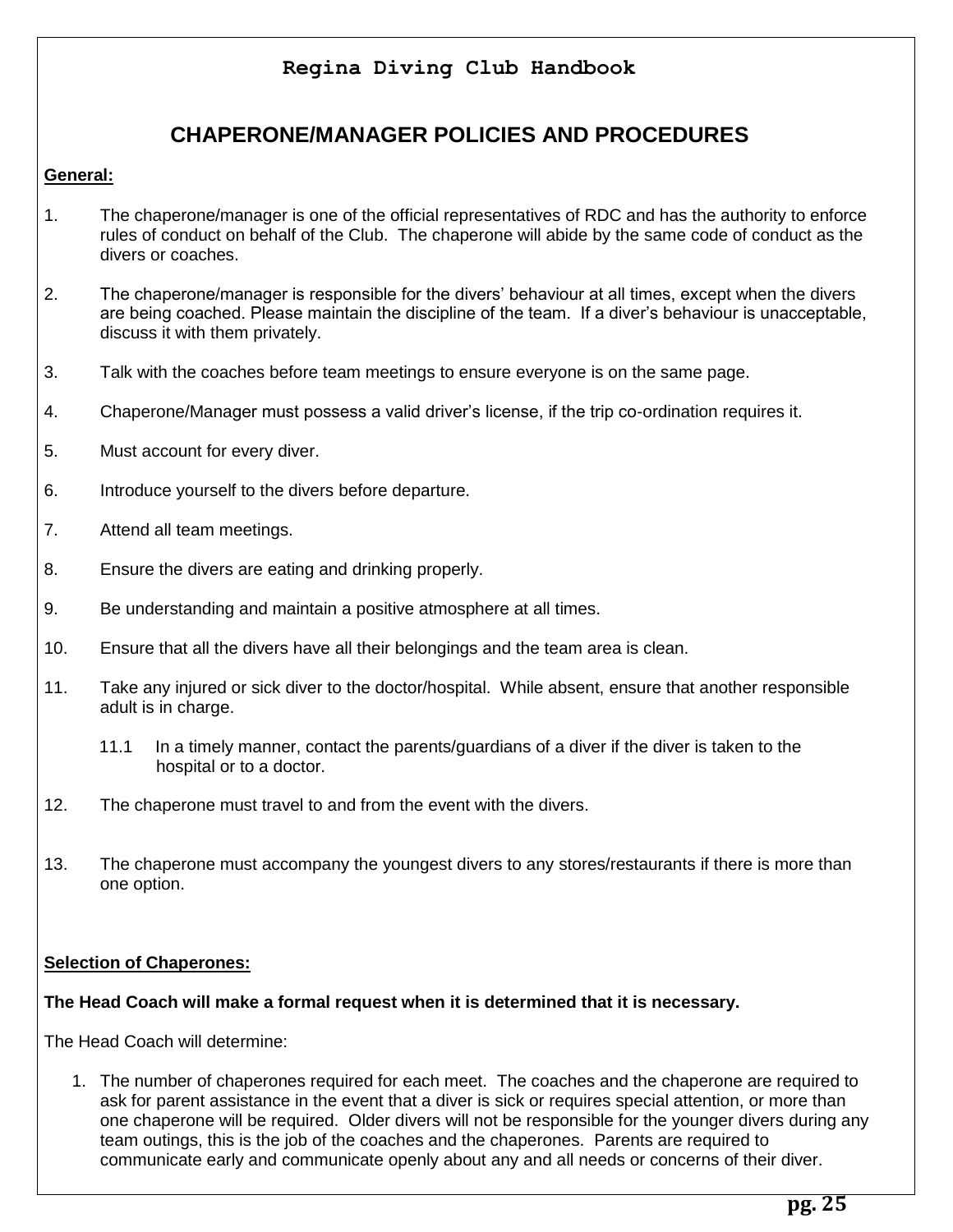# CHAPERONE/MANAGER POLICIES AND PROCEDURES

**General:**

1. The chaperone/manager is one of the official representatives of RDC and has the authority to enforce rules of conduct on behalf of the Club. The chaperone will abide by the same code of conduct as the divers or coaches.

2. The chaperone/manager is responsible for the divers' behaviour at all times, except when the divers are being coached. Please maintain the discipline of the team. If a diver's behaviour is unacceptable, discuss it with them privately.

3. Talk with the coaches before team meetings to ensure everyone is on the same page.

4. Chaperone/Manager must possess a valid driver's license, if the trip co-ordination requires it.

5. Must account for every diver.

6. Introduce yourself to the divers before departure.

7. Attend all team meetings.

8. Ensure the divers are eating and drinking properly.

9. Be understanding and maintain a positive atmosphere at all times.

10. Ensure that all the divers have all their belongings and the team area is clean.

11. Take any injured or sick diver to the doctor/hospital. While absent, ensure that another responsible adult is in charge.

    11.1 In a timely manner, contact the parents/guardians of a diver if the diver is taken to the hospital or to a doctor.

12. The chaperone must travel to and from the event with the divers.

13. The chaperone must accompany the youngest divers to any stores/restaurants if there is more than one option.

**Selection of Chaperones:**

**The Head Coach will make a formal request when it is determined that it is necessary.**

The Head Coach will determine:

1. The number of chaperones required for each meet. The coaches and the chaperone are required to ask for parent assistance in the event that a diver is sick or requires special attention, or more than one chaperone will be required. Older divers will not be responsible for the younger divers during any team outings, this is the job of the coaches and the chaperones. Parents are required to communicate early and communicate openly about any and all needs or concerns of their diver.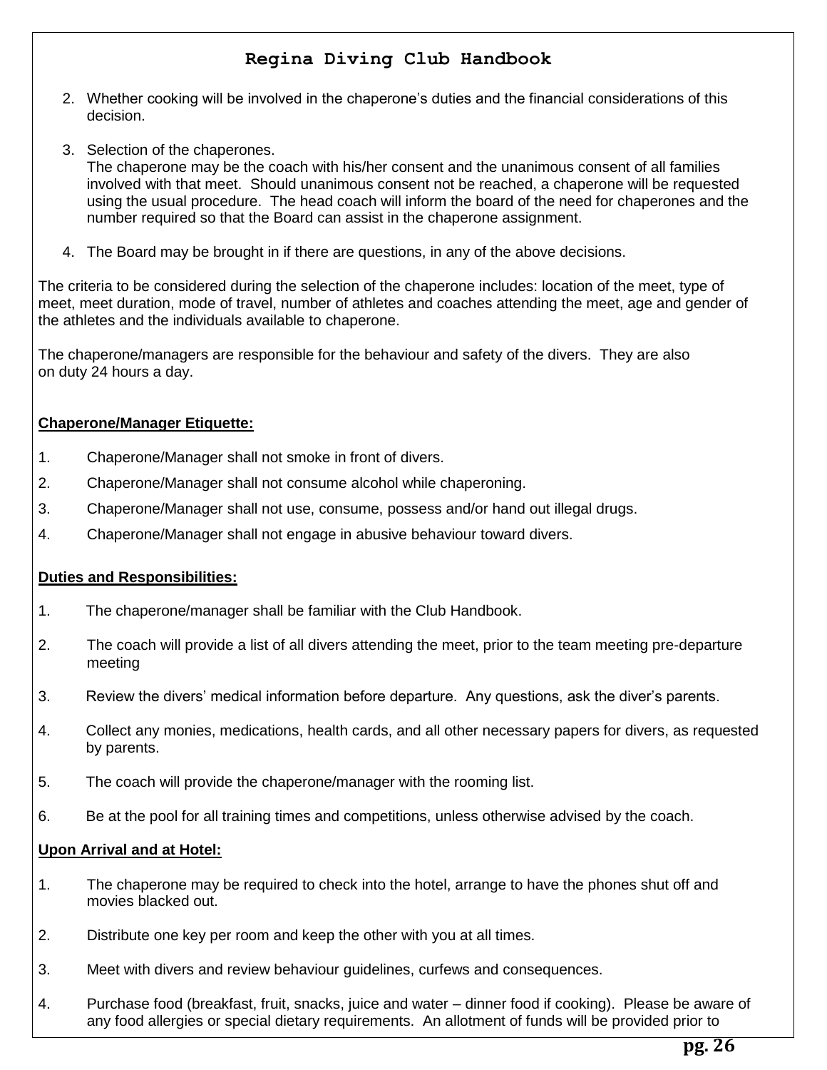2. Whether cooking will be involved in the chaperone's duties and the financial considerations of this decision.

3. Selection of the chaperones.
   The chaperone may be the coach with his/her consent and the unanimous consent of all families involved with that meet. Should unanimous consent not be reached, a chaperone will be requested using the usual procedure. The head coach will inform the board of the need for chaperones and the number required so that the Board can assist in the chaperone assignment.

4. The Board may be brought in if there are questions, in any of the above decisions.

The criteria to be considered during the selection of the chaperone includes: location of the meet, type of meet, meet duration, mode of travel, number of athletes and coaches attending the meet, age and gender of the athletes and the individuals available to chaperone.

The chaperone/managers are responsible for the behaviour and safety of the divers. They are also on duty 24 hours a day.

**Chaperone/Manager Etiquette:**

1. Chaperone/Manager shall not smoke in front of divers.
2. Chaperone/Manager shall not consume alcohol while chaperoning.
3. Chaperone/Manager shall not use, consume, possess and/or hand out illegal drugs.
4. Chaperone/Manager shall not engage in abusive behaviour toward divers.

**Duties and Responsibilities:**

1. The chaperone/manager shall be familiar with the Club Handbook.
2. The coach will provide a list of all divers attending the meet, prior to the team meeting pre-departure meeting
3. Review the divers' medical information before departure. Any questions, ask the diver's parents.
4. Collect any monies, medications, health cards, and all other necessary papers for divers, as requested by parents.
5. The coach will provide the chaperone/manager with the rooming list.
6. Be at the pool for all training times and competitions, unless otherwise advised by the coach.

**Upon Arrival and at Hotel:**

1. The chaperone may be required to check into the hotel, arrange to have the phones shut off and movies blacked out.
2. Distribute one key per room and keep the other with you at all times.
3. Meet with divers and review behaviour guidelines, curfews and consequences.
4. Purchase food (breakfast, fruit, snacks, juice and water – dinner food if cooking). Please be aware of any food allergies or special dietary requirements. An allotment of funds will be provided prior to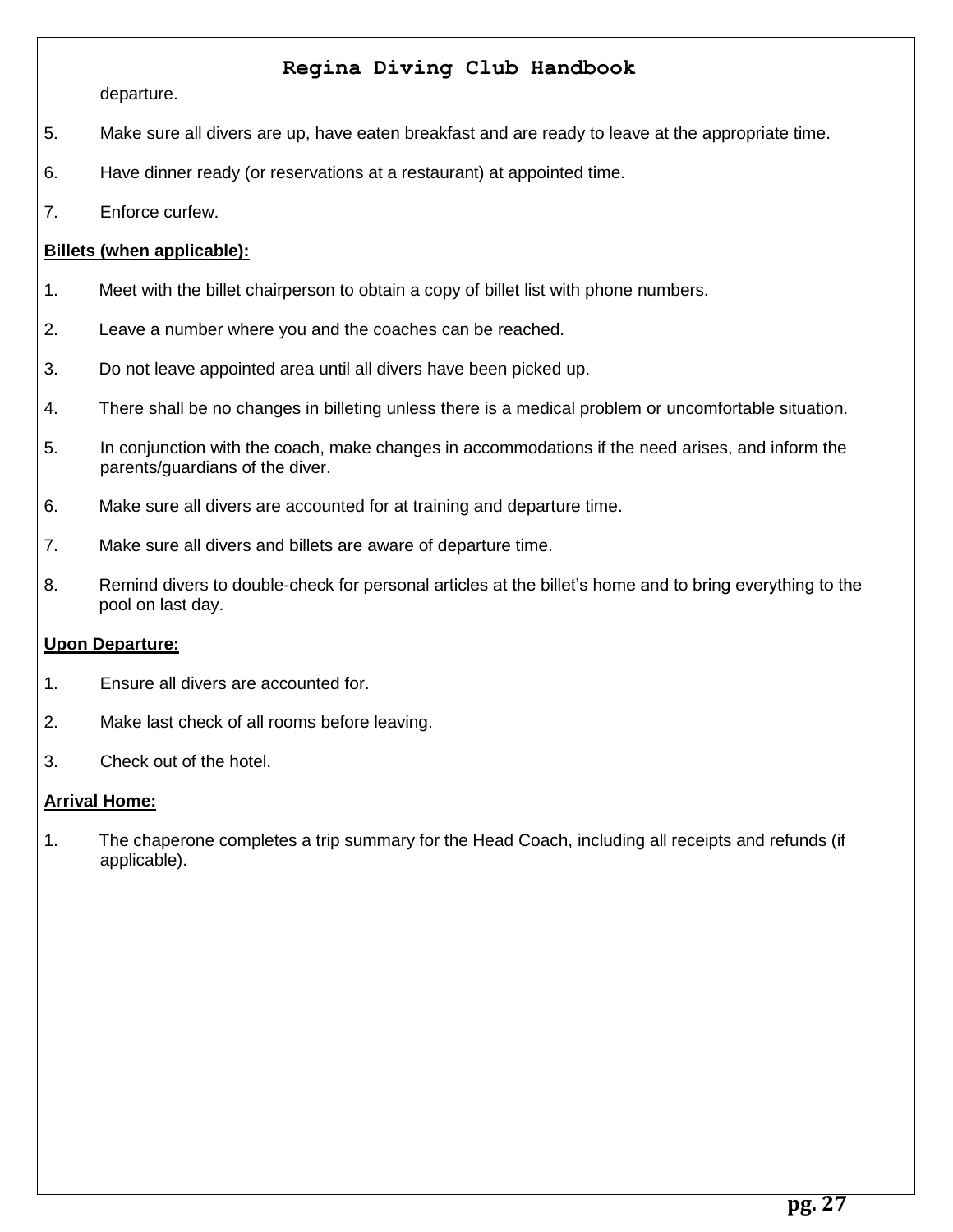departure.

5. Make sure all divers are up, have eaten breakfast and are ready to leave at the appropriate time.

6. Have dinner ready (or reservations at a restaurant) at appointed time.

7. Enforce curfew.

**Billets (when applicable):**

1. Meet with the billet chairperson to obtain a copy of billet list with phone numbers.

2. Leave a number where you and the coaches can be reached.

3. Do not leave appointed area until all divers have been picked up.

4. There shall be no changes in billeting unless there is a medical problem or uncomfortable situation.

5. In conjunction with the coach, make changes in accommodations if the need arises, and inform the parents/guardians of the diver.

6. Make sure all divers are accounted for at training and departure time.

7. Make sure all divers and billets are aware of departure time.

8. Remind divers to double-check for personal articles at the billet's home and to bring everything to the pool on last day.

**Upon Departure:**

1. Ensure all divers are accounted for.

2. Make last check of all rooms before leaving.

3. Check out of the hotel.

**Arrival Home:**

1. The chaperone completes a trip summary for the Head Coach, including all receipts and refunds (if applicable).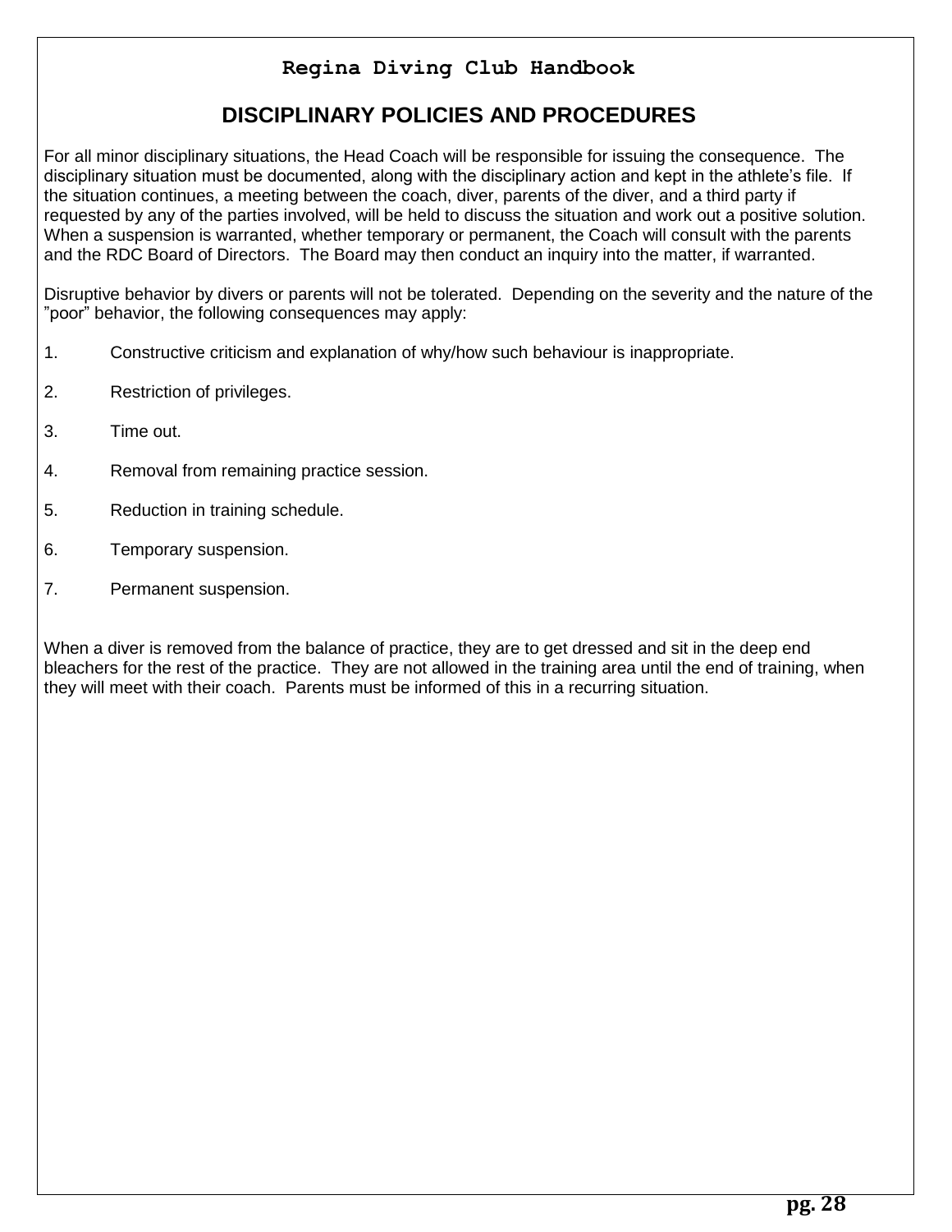# DISCIPLINARY POLICIES AND PROCEDURES

For all minor disciplinary situations, the Head Coach will be responsible for issuing the consequence. The disciplinary situation must be documented, along with the disciplinary action and kept in the athlete's file. If the situation continues, a meeting between the coach, diver, parents of the diver, and a third party if requested by any of the parties involved, will be held to discuss the situation and work out a positive solution. When a suspension is warranted, whether temporary or permanent, the Coach will consult with the parents and the RDC Board of Directors. The Board may then conduct an inquiry into the matter, if warranted.

Disruptive behavior by divers or parents will not be tolerated. Depending on the severity and the nature of the "poor" behavior, the following consequences may apply:

1. Constructive criticism and explanation of why/how such behaviour is inappropriate.
2. Restriction of privileges.
3. Time out.
4. Removal from remaining practice session.
5. Reduction in training schedule.
6. Temporary suspension.
7. Permanent suspension.

When a diver is removed from the balance of practice, they are to get dressed and sit in the deep end bleachers for the rest of the practice. They are not allowed in the training area until the end of training, when they will meet with their coach. Parents must be informed of this in a recurring situation.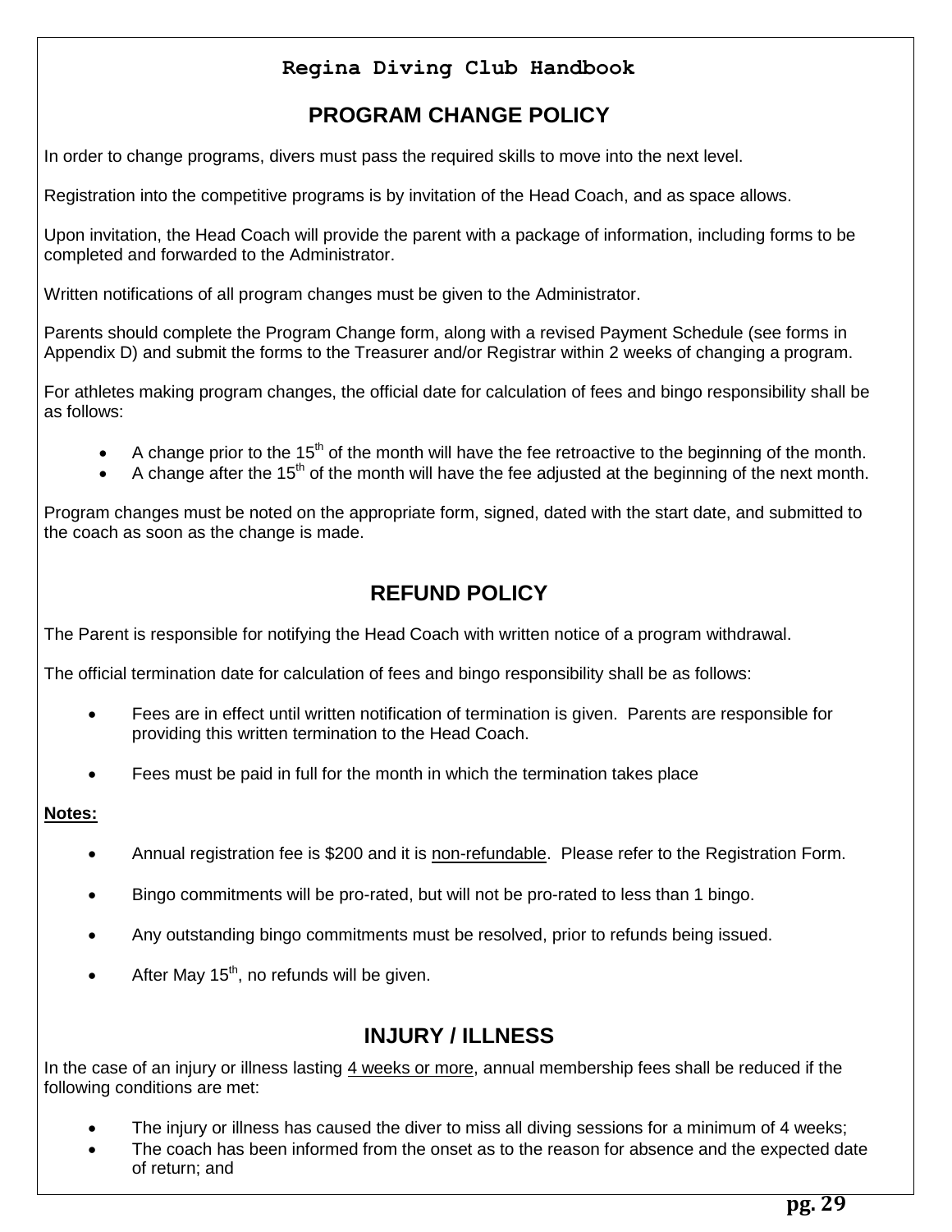## PROGRAM CHANGE POLICY

In order to change programs, divers must pass the required skills to move into the next level.

Registration into the competitive programs is by invitation of the Head Coach, and as space allows.

Upon invitation, the Head Coach will provide the parent with a package of information, including forms to be completed and forwarded to the Administrator.

Written notifications of all program changes must be given to the Administrator.

Parents should complete the Program Change form, along with a revised Payment Schedule (see forms in Appendix D) and submit the forms to the Treasurer and/or Registrar within 2 weeks of changing a program.

For athletes making program changes, the official date for calculation of fees and bingo responsibility shall be as follows:

- A change prior to the 15th of the month will have the fee retroactive to the beginning of the month.
- A change after the 15th of the month will have the fee adjusted at the beginning of the next month.

Program changes must be noted on the appropriate form, signed, dated with the start date, and submitted to the coach as soon as the change is made.

## REFUND POLICY

The Parent is responsible for notifying the Head Coach with written notice of a program withdrawal.

The official termination date for calculation of fees and bingo responsibility shall be as follows:

- Fees are in effect until written notification of termination is given. Parents are responsible for providing this written termination to the Head Coach.
- Fees must be paid in full for the month in which the termination takes place

**Notes:**

- Annual registration fee is $200 and it is non-refundable. Please refer to the Registration Form.
- Bingo commitments will be pro-rated, but will not be pro-rated to less than 1 bingo.
- Any outstanding bingo commitments must be resolved, prior to refunds being issued.
- After May 15th, no refunds will be given.

## INJURY / ILLNESS

In the case of an injury or illness lasting 4 weeks or more, annual membership fees shall be reduced if the following conditions are met:

- The injury or illness has caused the diver to miss all diving sessions for a minimum of 4 weeks;
- The coach has been informed from the onset as to the reason for absence and the expected date of return; and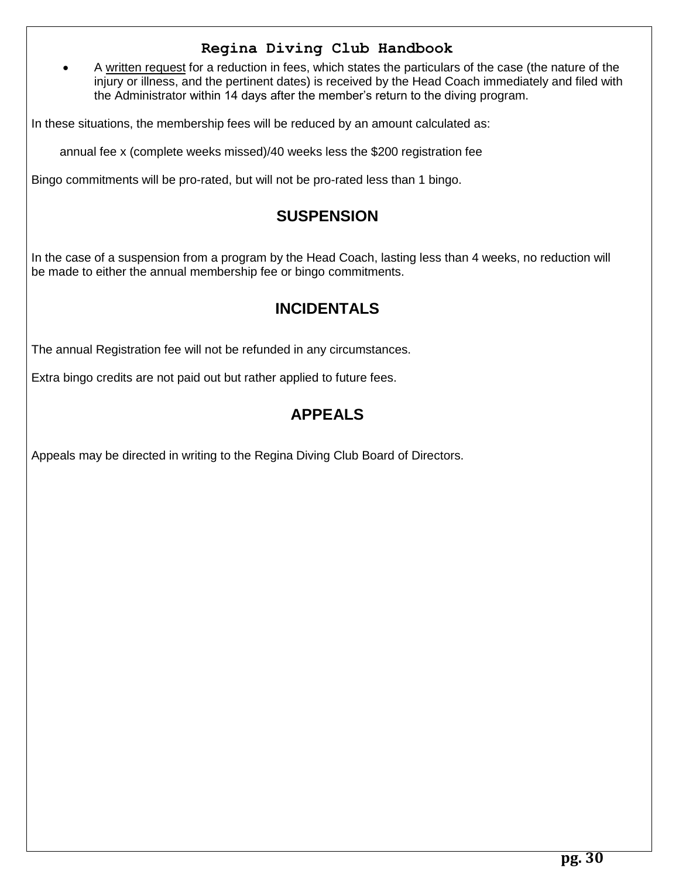- A written request for a reduction in fees, which states the particulars of the case (the nature of the injury or illness, and the pertinent dates) is received by the Head Coach immediately and filed with the Administrator within 14 days after the member's return to the diving program.

In these situations, the membership fees will be reduced by an amount calculated as:

annual fee x (complete weeks missed)/40 weeks less the $200 registration fee

Bingo commitments will be pro-rated, but will not be pro-rated less than 1 bingo.

## SUSPENSION

In the case of a suspension from a program by the Head Coach, lasting less than 4 weeks, no reduction will be made to either the annual membership fee or bingo commitments.

## INCIDENTALS

The annual Registration fee will not be refunded in any circumstances.

Extra bingo credits are not paid out but rather applied to future fees.

## APPEALS

Appeals may be directed in writing to the Regina Diving Club Board of Directors.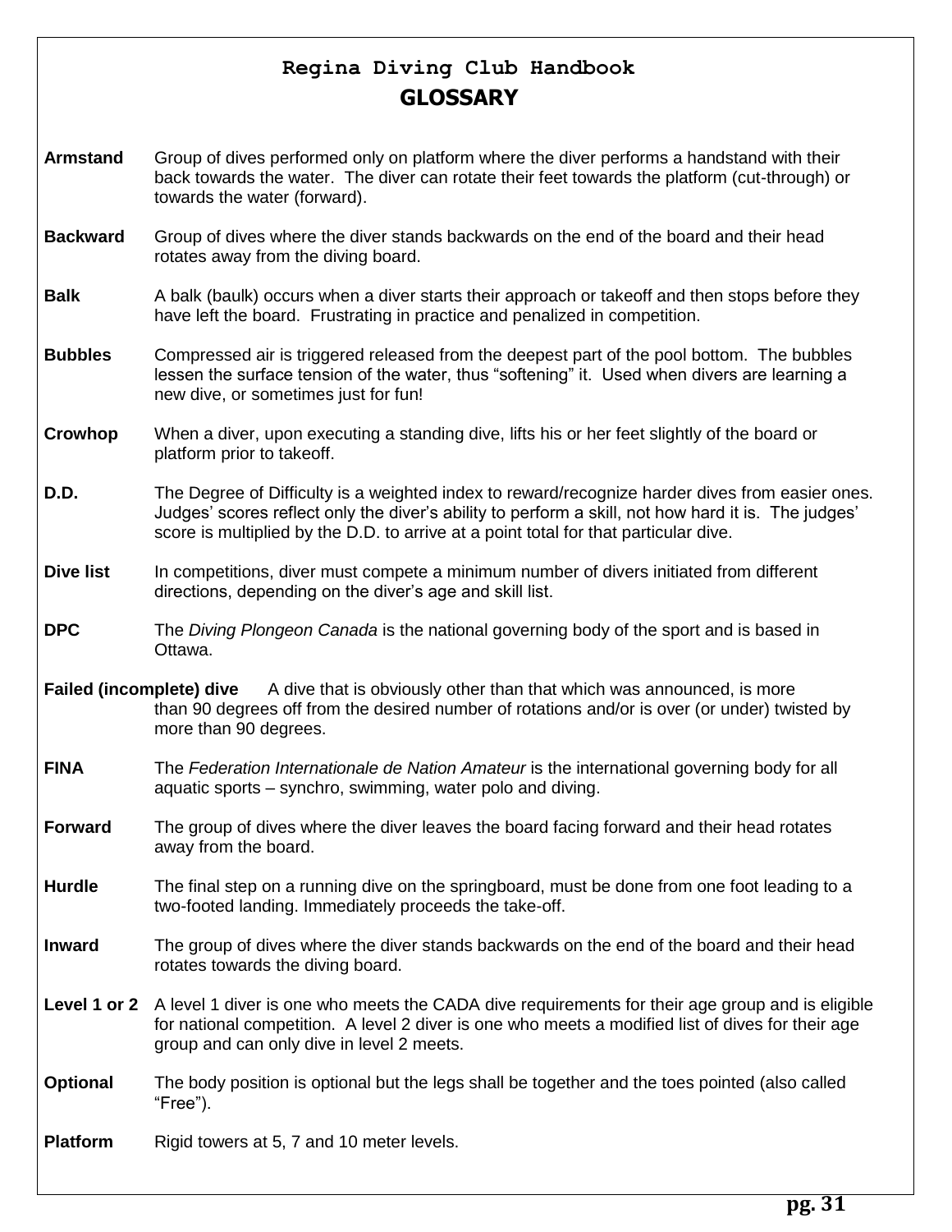# Regina Diving Club Handbook

## GLOSSARY

**Armstand** Group of dives performed only on platform where the diver performs a handstand with their back towards the water. The diver can rotate their feet towards the platform (cut-through) or towards the water (forward).

**Backward** Group of dives where the diver stands backwards on the end of the board and their head rotates away from the diving board.

**Balk** A balk (baulk) occurs when a diver starts their approach or takeoff and then stops before they have left the board. Frustrating in practice and penalized in competition.

**Bubbles** Compressed air is triggered released from the deepest part of the pool bottom. The bubbles lessen the surface tension of the water, thus "softening" it. Used when divers are learning a new dive, or sometimes just for fun!

**Crowhop** When a diver, upon executing a standing dive, lifts his or her feet slightly of the board or platform prior to takeoff.

**D.D.** The Degree of Difficulty is a weighted index to reward/recognize harder dives from easier ones. Judges' scores reflect only the diver's ability to perform a skill, not how hard it is. The judges' score is multiplied by the D.D. to arrive at a point total for that particular dive.

**Dive list** In competitions, diver must compete a minimum number of divers initiated from different directions, depending on the diver's age and skill list.

**DPC** The *Diving Plongeon Canada* is the national governing body of the sport and is based in Ottawa.

**Failed (incomplete) dive** A dive that is obviously other than that which was announced, is more than 90 degrees off from the desired number of rotations and/or is over (or under) twisted by more than 90 degrees.

**FINA** The *Federation Internationale de Nation Amateur* is the international governing body for all aquatic sports – synchro, swimming, water polo and diving.

**Forward** The group of dives where the diver leaves the board facing forward and their head rotates away from the board.

**Hurdle** The final step on a running dive on the springboard, must be done from one foot leading to a two-footed landing. Immediately proceeds the take-off.

**Inward** The group of dives where the diver stands backwards on the end of the board and their head rotates towards the diving board.

**Level 1 or 2** A level 1 diver is one who meets the CADA dive requirements for their age group and is eligible for national competition. A level 2 diver is one who meets a modified list of dives for their age group and can only dive in level 2 meets.

**Optional** The body position is optional but the legs shall be together and the toes pointed (also called "Free").

**Platform** Rigid towers at 5, 7 and 10 meter levels.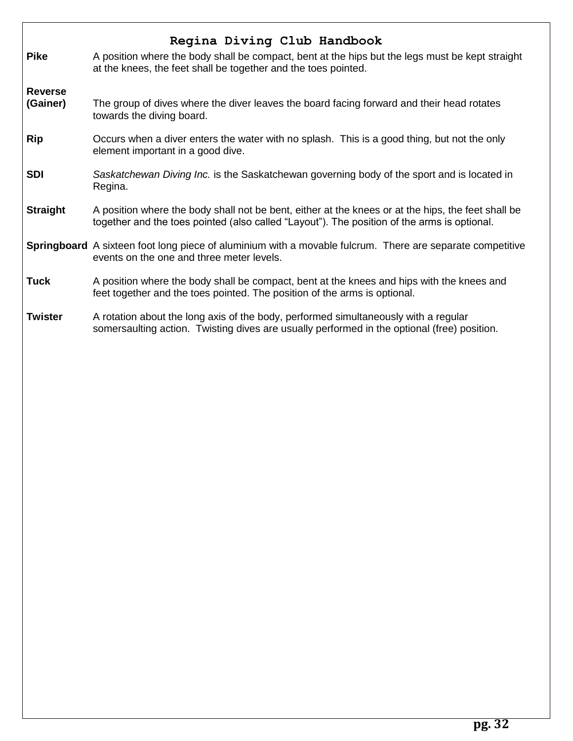**Pike** A position where the body shall be compact, bent at the hips but the legs must be kept straight at the knees, the feet shall be together and the toes pointed.

**Reverse (Gainer)** The group of dives where the diver leaves the board facing forward and their head rotates towards the diving board.

**Rip** Occurs when a diver enters the water with no splash. This is a good thing, but not the only element important in a good dive.

**SDI** *Saskatchewan Diving Inc.* is the Saskatchewan governing body of the sport and is located in Regina.

**Straight** A position where the body shall not be bent, either at the knees or at the hips, the feet shall be together and the toes pointed (also called “Layout”). The position of the arms is optional.

**Springboard** A sixteen foot long piece of aluminium with a movable fulcrum. There are separate competitive events on the one and three meter levels.

**Tuck** A position where the body shall be compact, bent at the knees and hips with the knees and feet together and the toes pointed. The position of the arms is optional.

**Twister** A rotation about the long axis of the body, performed simultaneously with a regular somersaulting action. Twisting dives are usually performed in the optional (free) position.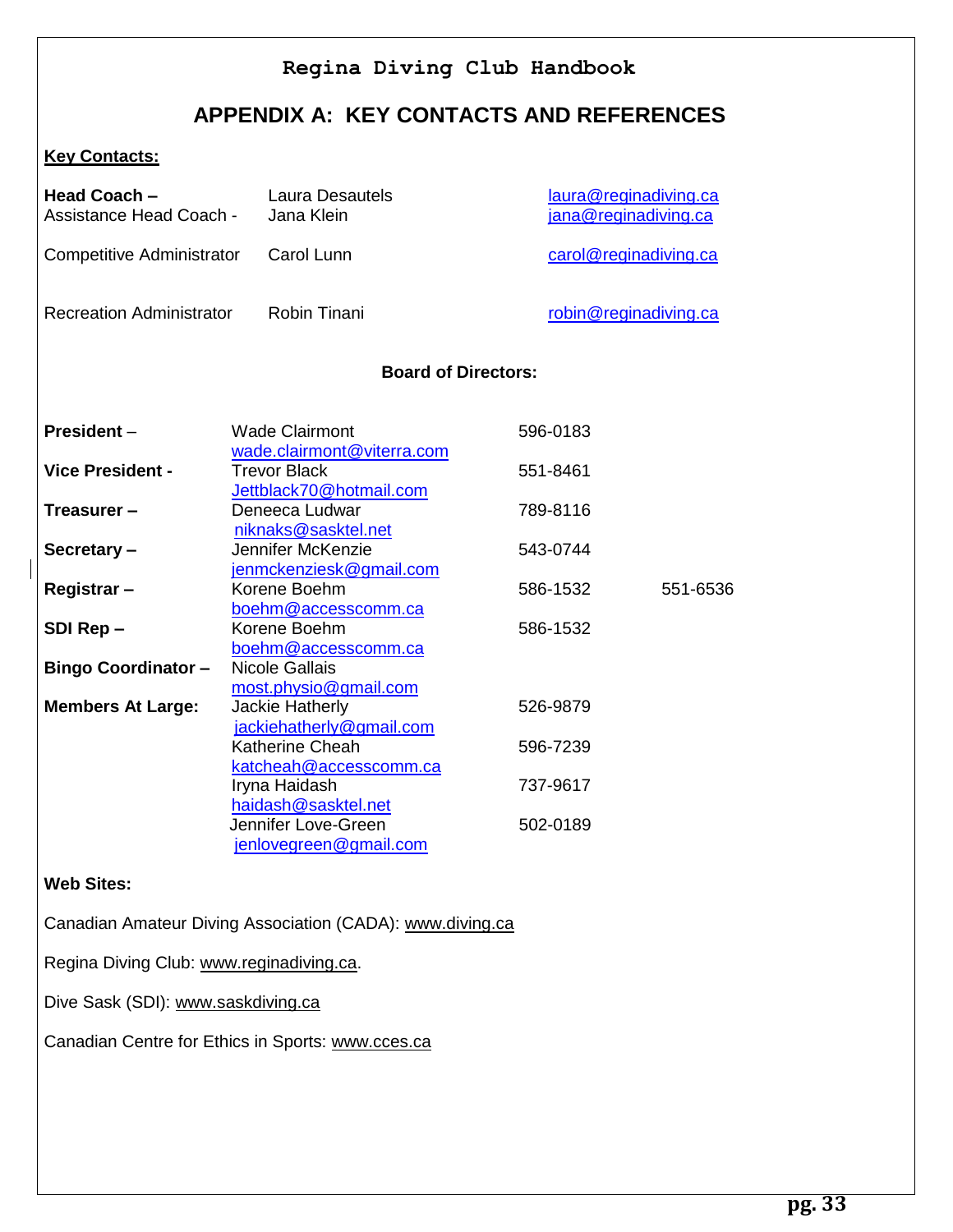Regina Diving Club Handbook

# APPENDIX A: KEY CONTACTS AND REFERENCES

**Key Contacts:**

| | | |
|---|---|---|
| **Head Coach –** | Laura Desautels | laura@reginadiving.ca |
| Assistance Head Coach - | Jana Klein | jana@reginadiving.ca |
| Competitive Administrator | Carol Lunn | carol@reginadiving.ca |
| Recreation Administrator | Robin Tinani | robin@reginadiving.ca |

**Board of Directors:**

| | | | |
|---|---|---|---|
| **President** – | Wade Clairmont<br>wade.clairmont@viterra.com | 596-0183 | |
| **Vice President -** | Trevor Black<br>Jettblack70@hotmail.com | 551-8461 | |
| **Treasurer –** | Deneeca Ludwar<br>niknaks@sasktel.net | 789-8116 | |
| **Secretary –** | Jennifer McKenzie<br>jenmckenziesk@gmail.com | 543-0744 | |
| **Registrar –** | Korene Boehm<br>boehm@accesscomm.ca | 586-1532 | 551-6536 |
| **SDI Rep –** | Korene Boehm<br>boehm@accesscomm.ca | 586-1532 | |
| **Bingo Coordinator –** | Nicole Gallais<br>most.physio@gmail.com | | |
| **Members At Large:** | Jackie Hatherly<br>jackiehatherly@gmail.com | 526-9879 | |
| | Katherine Cheah<br>katcheah@accesscomm.ca | 596-7239 | |
| | Iryna Haidash<br>haidash@sasktel.net | 737-9617 | |
| | Jennifer Love-Green<br>jenlovegreen@gmail.com | 502-0189 | |

**Web Sites:**

Canadian Amateur Diving Association (CADA): www.diving.ca

Regina Diving Club: www.reginadiving.ca.

Dive Sask (SDI): www.saskdiving.ca

Canadian Centre for Ethics in Sports: www.cces.ca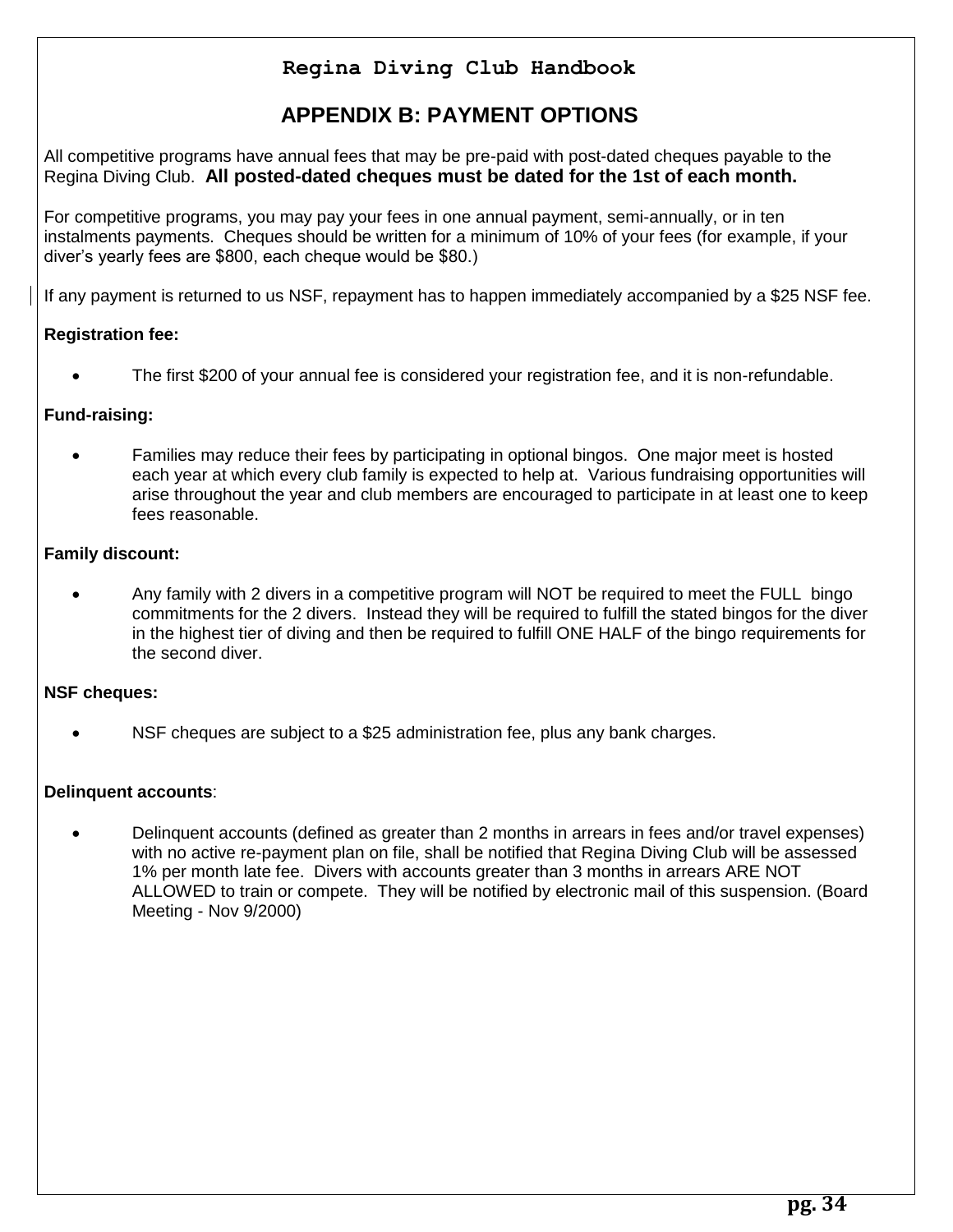## APPENDIX B: PAYMENT OPTIONS

All competitive programs have annual fees that may be pre-paid with post-dated cheques payable to the Regina Diving Club. **All posted-dated cheques must be dated for the 1st of each month.**

For competitive programs, you may pay your fees in one annual payment, semi-annually, or in ten instalments payments. Cheques should be written for a minimum of 10% of your fees (for example, if your diver's yearly fees are $800, each cheque would be $80.)

If any payment is returned to us NSF, repayment has to happen immediately accompanied by a $25 NSF fee.

**Registration fee:**

- The first $200 of your annual fee is considered your registration fee, and it is non-refundable.

**Fund-raising:**

- Families may reduce their fees by participating in optional bingos. One major meet is hosted each year at which every club family is expected to help at. Various fundraising opportunities will arise throughout the year and club members are encouraged to participate in at least one to keep fees reasonable.

**Family discount:**

- Any family with 2 divers in a competitive program will NOT be required to meet the FULL bingo commitments for the 2 divers. Instead they will be required to fulfill the stated bingos for the diver in the highest tier of diving and then be required to fulfill ONE HALF of the bingo requirements for the second diver.

**NSF cheques:**

- NSF cheques are subject to a $25 administration fee, plus any bank charges.

**Delinquent accounts**:

- Delinquent accounts (defined as greater than 2 months in arrears in fees and/or travel expenses) with no active re-payment plan on file, shall be notified that Regina Diving Club will be assessed 1% per month late fee. Divers with accounts greater than 3 months in arrears ARE NOT ALLOWED to train or compete. They will be notified by electronic mail of this suspension. (Board Meeting - Nov 9/2000)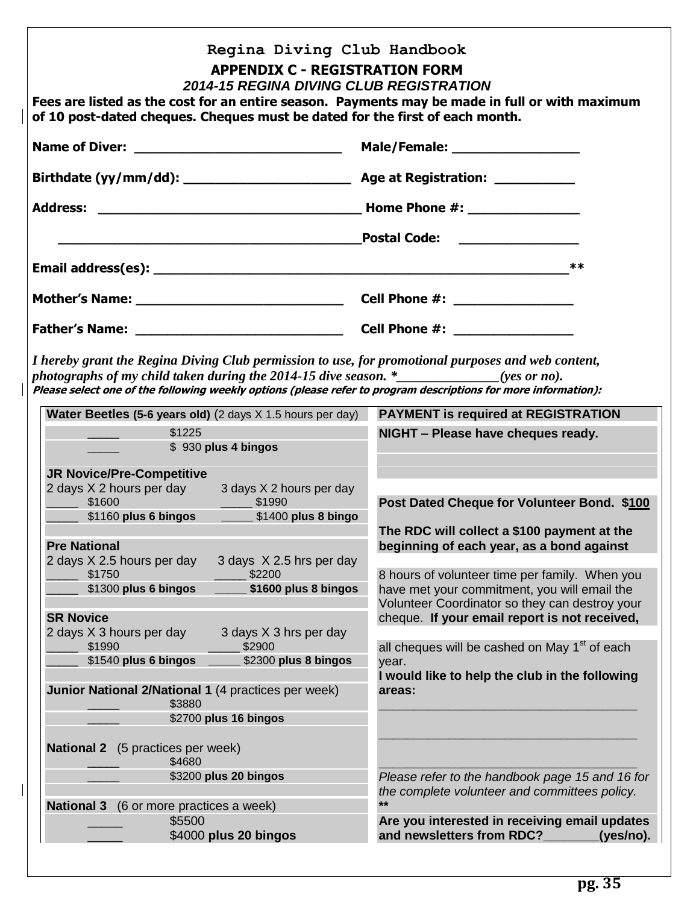# Regina Diving Club Handbook

## APPENDIX C - REGISTRATION FORM

### *2014-15 REGINA DIVING CLUB REGISTRATION*

**Fees are listed as the cost for an entire season. Payments may be made in full or with maximum of 10 post-dated cheques. Cheques must be dated for the first of each month.**

**Name of Diver:** ____________________________ **Male/Female:** _________________

**Birthdate (yy/mm/dd):** ______________________ **Age at Registration:** ___________

**Address:** ___________________________________ **Home Phone #:** _______________

________________________________________ **Postal Code:** ________________

**Email address(es):** ________________________________________________________**

**Mother's Name:** ____________________________ **Cell Phone #:** ________________

**Father's Name:** ____________________________ **Cell Phone #:** ________________

*I hereby grant the Regina Diving Club permission to use, for promotional purposes and web content, photographs of my child taken during the 2014-15 dive season. *______________(yes or no).*

***Please select one of the following weekly options (please refer to program descriptions for more information):***

**Water Beetles (5-6 years old)** (2 days X 1.5 hours per day)

- _____ $1225
- _____ $ 930 **plus 4 bingos**

**JR Novice/Pre-Competitive**

| 2 days X 2 hours per day | 3 days X 2 hours per day |
|---|---|
| _____ $1600 | _____ $1990 |
| _____ $1160 **plus 6 bingos** | _____ $1400 **plus 8 bingo** |

**Pre National**

| 2 days X 2.5 hours per day | 3 days X 2.5 hrs per day |
|---|---|
| _____ $1750 | _____ $2200 |
| _____ $1300 **plus 6 bingos** | _____ **$1600 plus 8 bingos** |

**SR Novice**

| 2 days X 3 hours per day | 3 days X 3 hrs per day |
|---|---|
| _____ $1990 | _____ $2900 |
| _____ $1540 **plus 6 bingos** | _____ $2300 **plus 8 bingos** |

**Junior National 2/National 1** (4 practices per week)

- _____ $3880
- _____ $2700 **plus 16 bingos**

**National 2** (5 practices per week)

- _____ $4680
- _____ $3200 **plus 20 bingos**

**National 3** (6 or more practices a week)

- _____ $5500
- _____ $4000 **plus 20 bingos**

**PAYMENT is required at REGISTRATION NIGHT – Please have cheques ready.**

**Post Dated Cheque for Volunteer Bond. $100**

**The RDC will collect a $100 payment at the beginning of each year, as a bond against** 8 hours of volunteer time per family. When you have met your commitment, you will email the Volunteer Coordinator so they can destroy your cheque. **If your email report is not received,** all cheques will be cashed on May 1st of each year.

**I would like to help the club in the following areas:**

______________________________________

______________________________________

______________________________________

*Please refer to the handbook page 15 and 16 for the complete volunteer and committees policy.*

****

**Are you interested in receiving email updates and newsletters from RDC?________(yes/no).**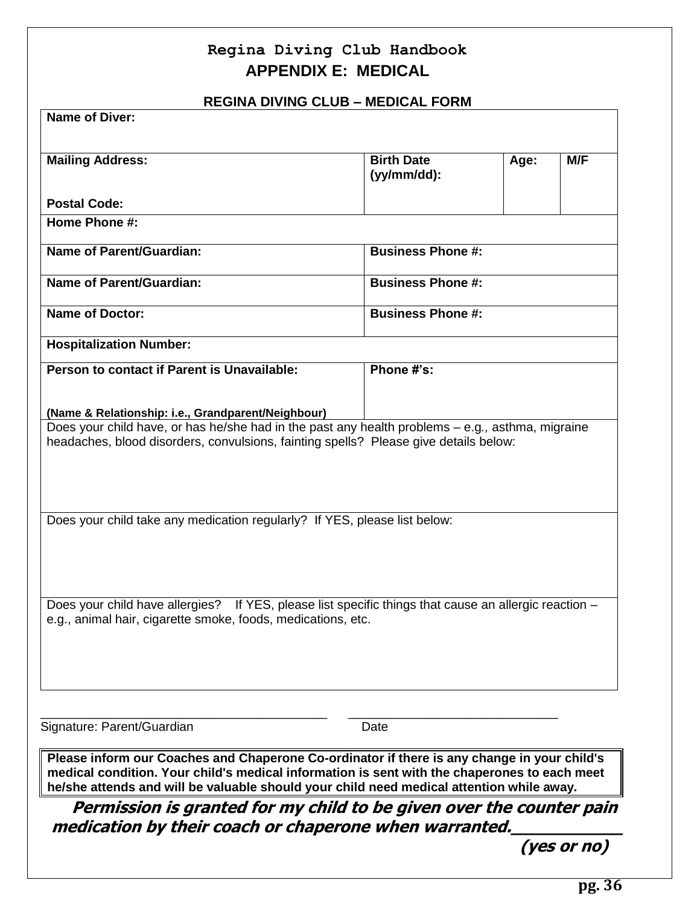# Regina Diving Club Handbook

## APPENDIX E: MEDICAL

### REGINA DIVING CLUB – MEDICAL FORM

| | | | |
|---|---|---|---|
| **Name of Diver:** | | | |
| **Mailing Address:**<br><br>**Postal Code:** | **Birth Date (yy/mm/dd):** | **Age:** | **M/F** |
| **Home Phone #:** | | | |
| **Name of Parent/Guardian:** | **Business Phone #:** | | |
| **Name of Parent/Guardian:** | **Business Phone #:** | | |
| **Name of Doctor:** | **Business Phone #:** | | |
| **Hospitalization Number:** | | | |
| **Person to contact if Parent is Unavailable:**<br><br>**(Name & Relationship: i.e., Grandparent/Neighbour)** | **Phone #'s:** | | |
| Does your child have, or has he/she had in the past any health problems – e.g., asthma, migraine headaches, blood disorders, convulsions, fainting spells? Please give details below: | | | |
| Does your child take any medication regularly? If YES, please list below: | | | |
| Does your child have allergies? If YES, please list specific things that cause an allergic reaction – e.g., animal hair, cigarette smoke, foods, medications, etc. | | | |

_______________________________________ ____________________________

Signature: Parent/Guardian Date

**Please inform our Coaches and Chaperone Co-ordinator if there is any change in your child's medical condition. Your child's medical information is sent with the chaperones to each meet he/she attends and will be valuable should your child need medical attention while away.**

***Permission is granted for my child to be given over the counter pain medication by their coach or chaperone when warranted.___________***

***(yes or no)***